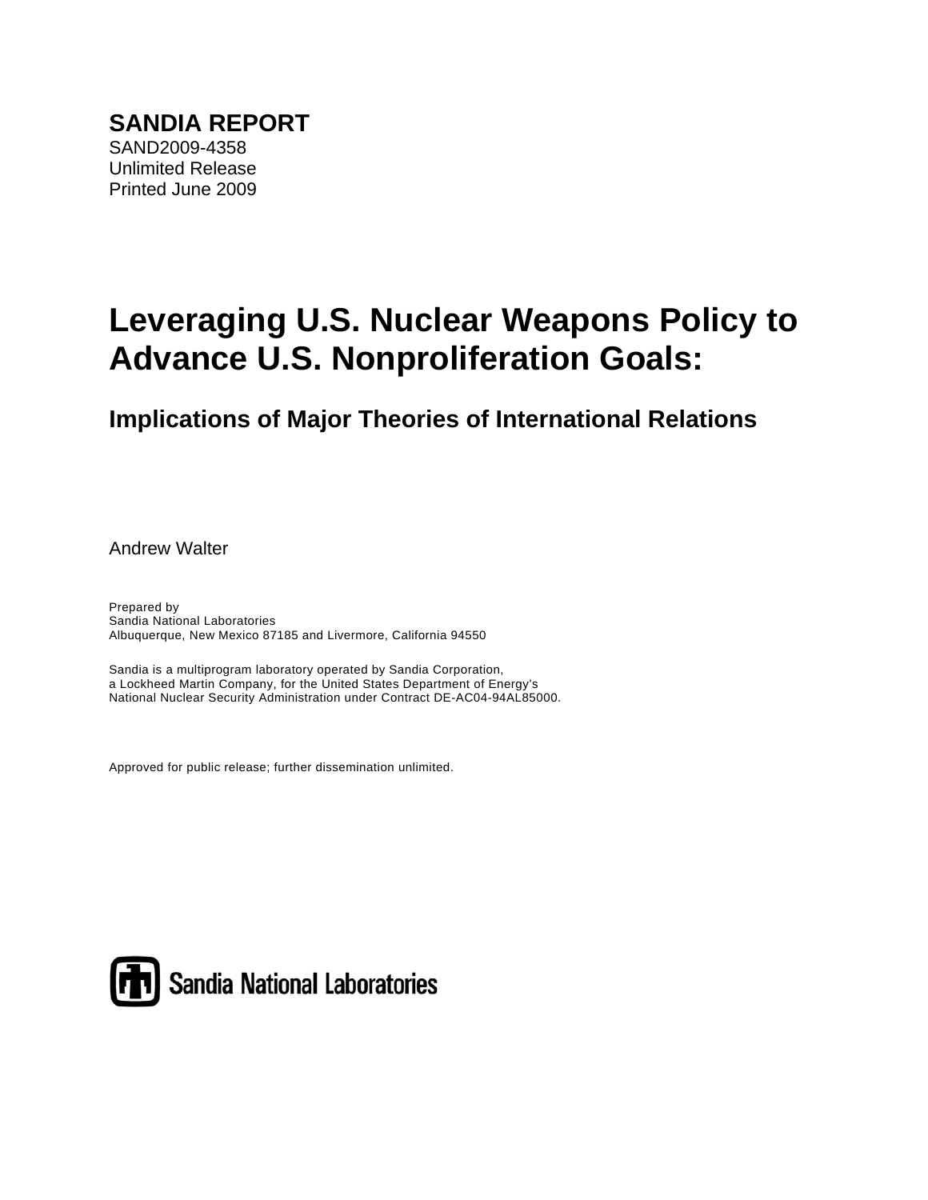**SANDIA REPORT**
SAND2009-4358
Unlimited Release
Printed June 2009

# Leveraging U.S. Nuclear Weapons Policy to Advance U.S. Nonproliferation Goals:

## Implications of Major Theories of International Relations

Andrew Walter

Prepared by
Sandia National Laboratories
Albuquerque, New Mexico 87185 and Livermore, California 94550

Sandia is a multiprogram laboratory operated by Sandia Corporation,
a Lockheed Martin Company, for the United States Department of Energy's
National Nuclear Security Administration under Contract DE-AC04-94AL85000.

Approved for public release; further dissemination unlimited.

Sandia National Laboratories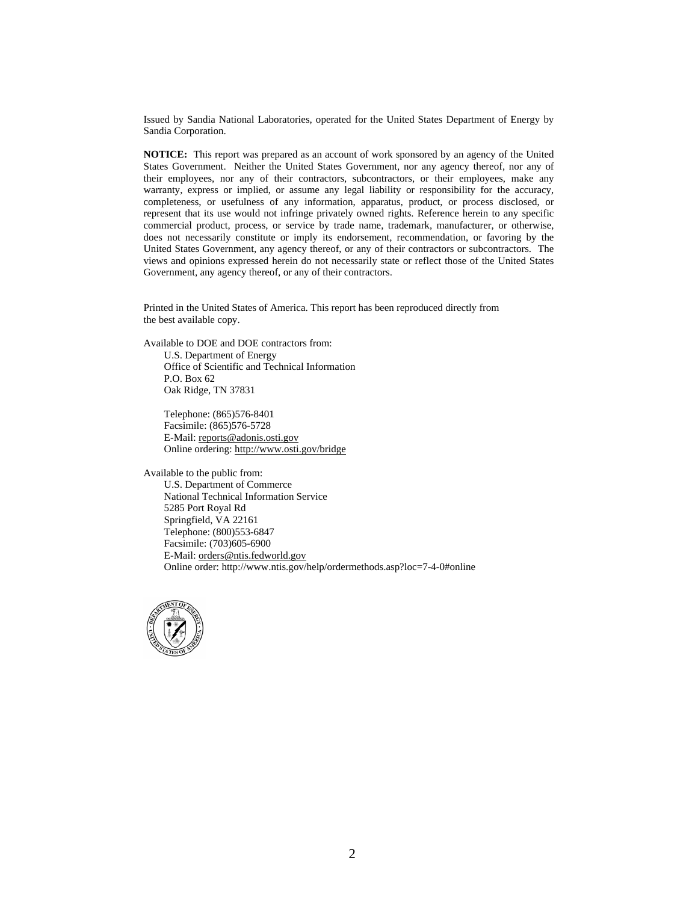Issued by Sandia National Laboratories, operated for the United States Department of Energy by Sandia Corporation.

**NOTICE:** This report was prepared as an account of work sponsored by an agency of the United States Government. Neither the United States Government, nor any agency thereof, nor any of their employees, nor any of their contractors, subcontractors, or their employees, make any warranty, express or implied, or assume any legal liability or responsibility for the accuracy, completeness, or usefulness of any information, apparatus, product, or process disclosed, or represent that its use would not infringe privately owned rights. Reference herein to any specific commercial product, process, or service by trade name, trademark, manufacturer, or otherwise, does not necessarily constitute or imply its endorsement, recommendation, or favoring by the United States Government, any agency thereof, or any of their contractors or subcontractors. The views and opinions expressed herein do not necessarily state or reflect those of the United States Government, any agency thereof, or any of their contractors.

Printed in the United States of America. This report has been reproduced directly from the best available copy.

Available to DOE and DOE contractors from:

U.S. Department of Energy
Office of Scientific and Technical Information
P.O. Box 62
Oak Ridge, TN 37831

Telephone: (865)576-8401
Facsimile: (865)576-5728
E-Mail: reports@adonis.osti.gov
Online ordering: http://www.osti.gov/bridge

Available to the public from:

U.S. Department of Commerce
National Technical Information Service
5285 Port Royal Rd
Springfield, VA 22161
Telephone: (800)553-6847
Facsimile: (703)605-6900
E-Mail: orders@ntis.fedworld.gov
Online order: http://www.ntis.gov/help/ordermethods.asp?loc=7-4-0#online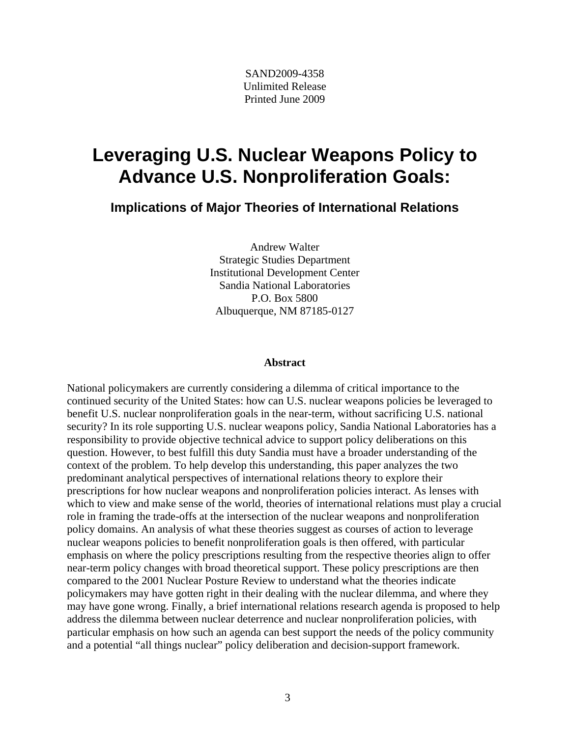SAND2009-4358
Unlimited Release
Printed June 2009

# Leveraging U.S. Nuclear Weapons Policy to Advance U.S. Nonproliferation Goals:

### Implications of Major Theories of International Relations

Andrew Walter
Strategic Studies Department
Institutional Development Center
Sandia National Laboratories
P.O. Box 5800
Albuquerque, NM 87185-0127

**Abstract**

National policymakers are currently considering a dilemma of critical importance to the continued security of the United States: how can U.S. nuclear weapons policies be leveraged to benefit U.S. nuclear nonproliferation goals in the near-term, without sacrificing U.S. national security? In its role supporting U.S. nuclear weapons policy, Sandia National Laboratories has a responsibility to provide objective technical advice to support policy deliberations on this question. However, to best fulfill this duty Sandia must have a broader understanding of the context of the problem. To help develop this understanding, this paper analyzes the two predominant analytical perspectives of international relations theory to explore their prescriptions for how nuclear weapons and nonproliferation policies interact. As lenses with which to view and make sense of the world, theories of international relations must play a crucial role in framing the trade-offs at the intersection of the nuclear weapons and nonproliferation policy domains. An analysis of what these theories suggest as courses of action to leverage nuclear weapons policies to benefit nonproliferation goals is then offered, with particular emphasis on where the policy prescriptions resulting from the respective theories align to offer near-term policy changes with broad theoretical support. These policy prescriptions are then compared to the 2001 Nuclear Posture Review to understand what the theories indicate policymakers may have gotten right in their dealing with the nuclear dilemma, and where they may have gone wrong. Finally, a brief international relations research agenda is proposed to help address the dilemma between nuclear deterrence and nuclear nonproliferation policies, with particular emphasis on how such an agenda can best support the needs of the policy community and a potential "all things nuclear" policy deliberation and decision-support framework.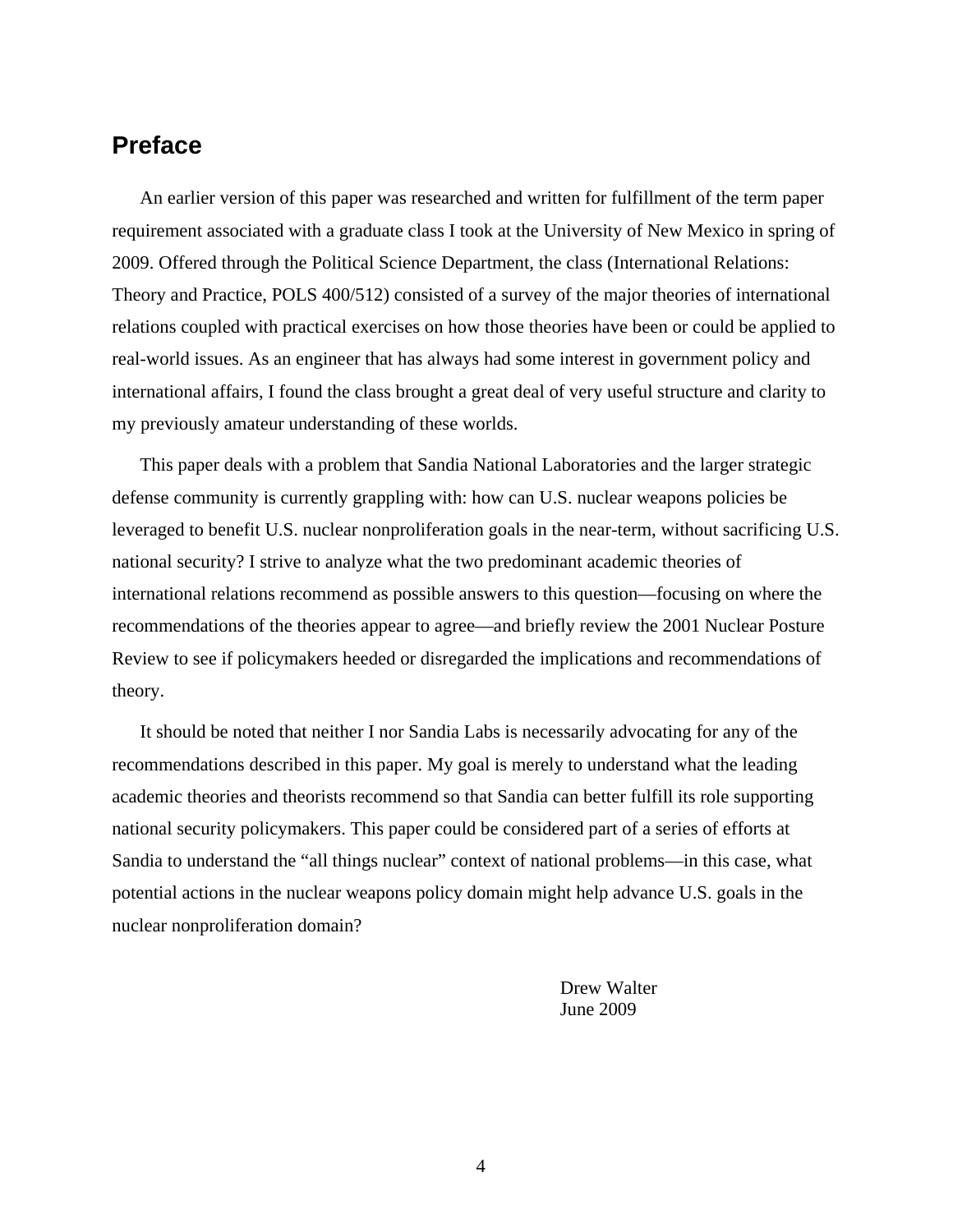## Preface

An earlier version of this paper was researched and written for fulfillment of the term paper requirement associated with a graduate class I took at the University of New Mexico in spring of 2009. Offered through the Political Science Department, the class (International Relations: Theory and Practice, POLS 400/512) consisted of a survey of the major theories of international relations coupled with practical exercises on how those theories have been or could be applied to real-world issues. As an engineer that has always had some interest in government policy and international affairs, I found the class brought a great deal of very useful structure and clarity to my previously amateur understanding of these worlds.

This paper deals with a problem that Sandia National Laboratories and the larger strategic defense community is currently grappling with: how can U.S. nuclear weapons policies be leveraged to benefit U.S. nuclear nonproliferation goals in the near-term, without sacrificing U.S. national security? I strive to analyze what the two predominant academic theories of international relations recommend as possible answers to this question—focusing on where the recommendations of the theories appear to agree—and briefly review the 2001 Nuclear Posture Review to see if policymakers heeded or disregarded the implications and recommendations of theory.

It should be noted that neither I nor Sandia Labs is necessarily advocating for any of the recommendations described in this paper. My goal is merely to understand what the leading academic theories and theorists recommend so that Sandia can better fulfill its role supporting national security policymakers. This paper could be considered part of a series of efforts at Sandia to understand the "all things nuclear" context of national problems—in this case, what potential actions in the nuclear weapons policy domain might help advance U.S. goals in the nuclear nonproliferation domain?

Drew Walter
June 2009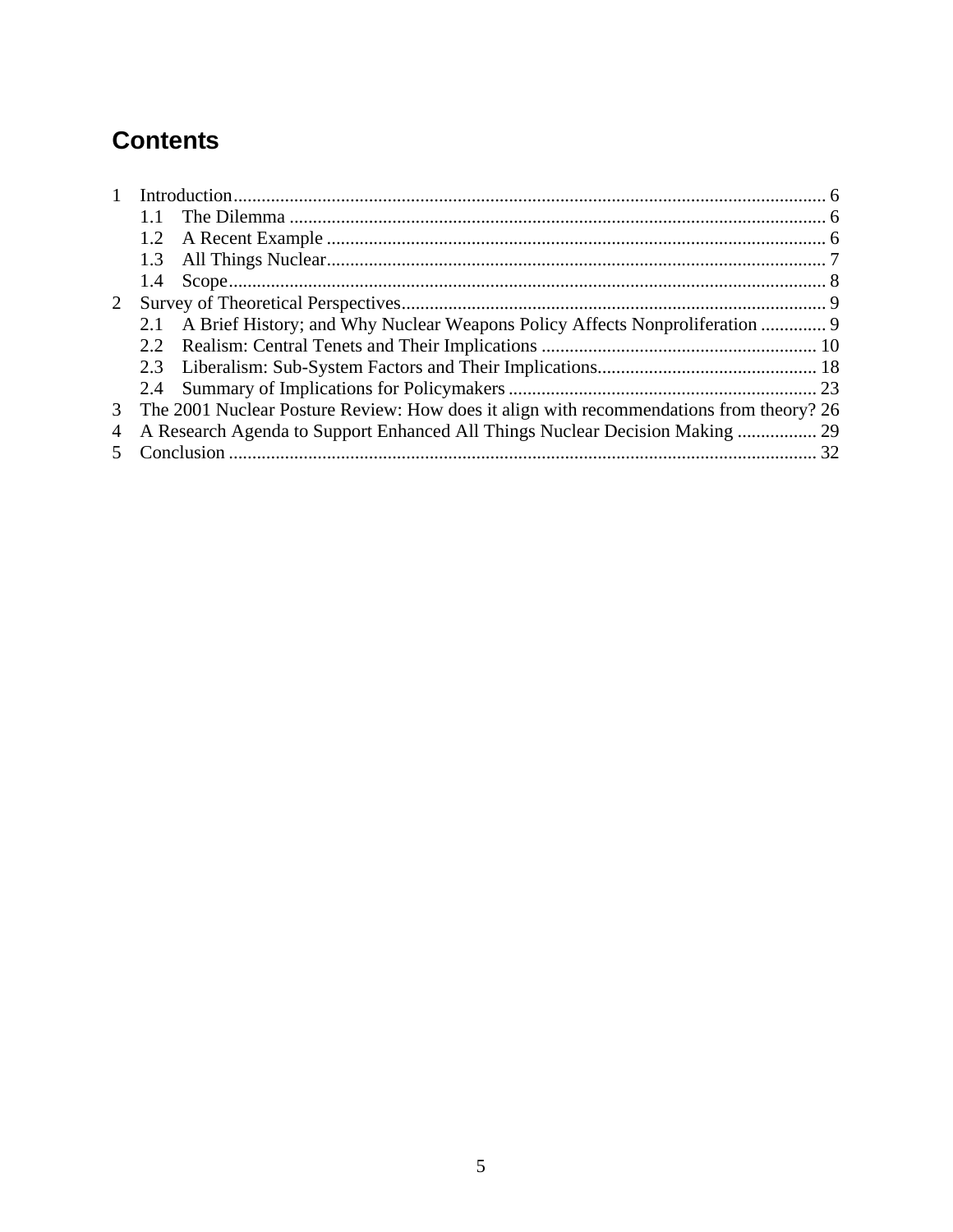# Contents

1 Introduction .......... 6
   1.1 The Dilemma .......... 6
   1.2 A Recent Example .......... 6
   1.3 All Things Nuclear .......... 7
   1.4 Scope .......... 8
2 Survey of Theoretical Perspectives .......... 9
   2.1 A Brief History; and Why Nuclear Weapons Policy Affects Nonproliferation .......... 9
   2.2 Realism: Central Tenets and Their Implications .......... 10
   2.3 Liberalism: Sub-System Factors and Their Implications .......... 18
   2.4 Summary of Implications for Policymakers .......... 23
3 The 2001 Nuclear Posture Review: How does it align with recommendations from theory? 26
4 A Research Agenda to Support Enhanced All Things Nuclear Decision Making .......... 29
5 Conclusion .......... 32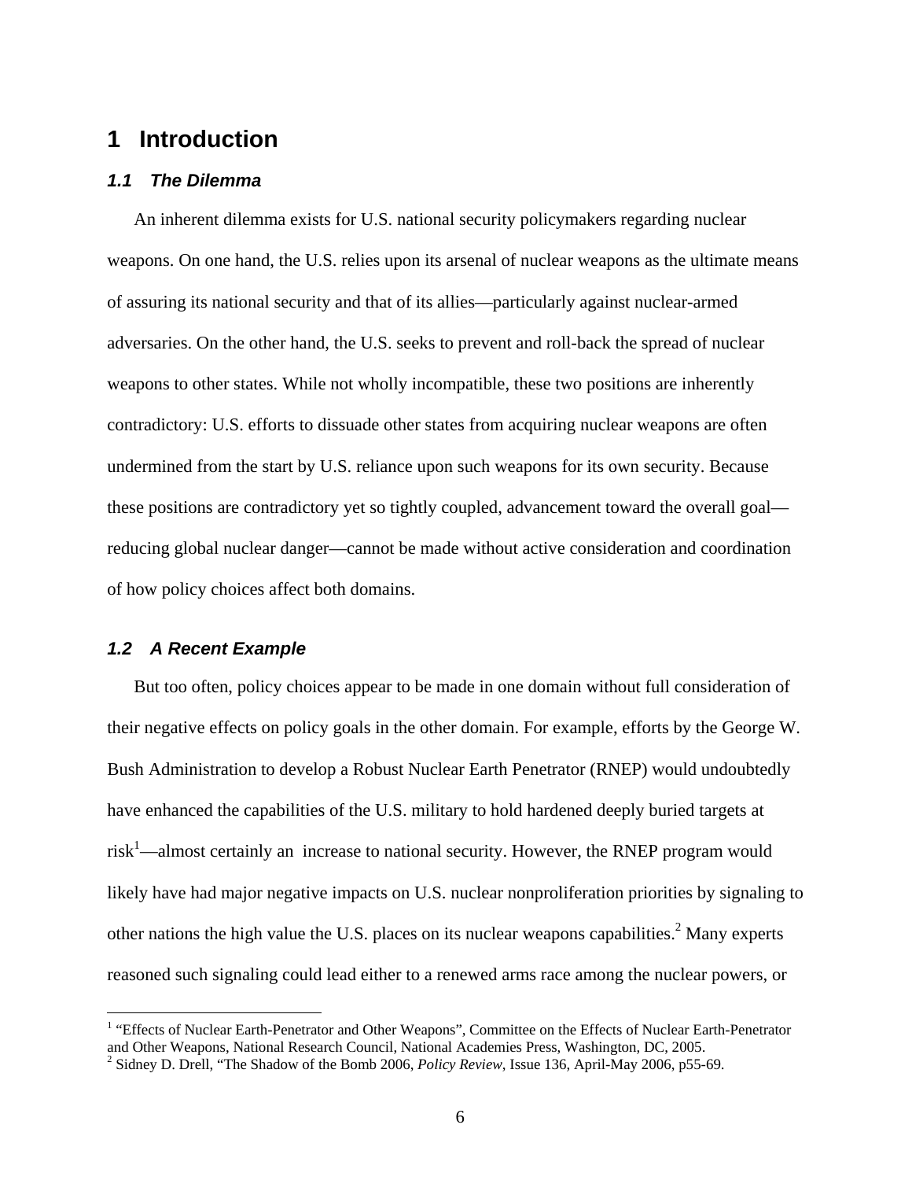# 1 Introduction

### *1.1 The Dilemma*

An inherent dilemma exists for U.S. national security policymakers regarding nuclear weapons. On one hand, the U.S. relies upon its arsenal of nuclear weapons as the ultimate means of assuring its national security and that of its allies—particularly against nuclear-armed adversaries. On the other hand, the U.S. seeks to prevent and roll-back the spread of nuclear weapons to other states. While not wholly incompatible, these two positions are inherently contradictory: U.S. efforts to dissuade other states from acquiring nuclear weapons are often undermined from the start by U.S. reliance upon such weapons for its own security. Because these positions are contradictory yet so tightly coupled, advancement toward the overall goal—reducing global nuclear danger—cannot be made without active consideration and coordination of how policy choices affect both domains.

### *1.2 A Recent Example*

But too often, policy choices appear to be made in one domain without full consideration of their negative effects on policy goals in the other domain. For example, efforts by the George W. Bush Administration to develop a Robust Nuclear Earth Penetrator (RNEP) would undoubtedly have enhanced the capabilities of the U.S. military to hold hardened deeply buried targets at risk[1]—almost certainly an increase to national security. However, the RNEP program would likely have had major negative impacts on U.S. nuclear nonproliferation priorities by signaling to other nations the high value the U.S. places on its nuclear weapons capabilities.[2] Many experts reasoned such signaling could lead either to a renewed arms race among the nuclear powers, or

[1] "Effects of Nuclear Earth-Penetrator and Other Weapons", Committee on the Effects of Nuclear Earth-Penetrator and Other Weapons, National Research Council, National Academies Press, Washington, DC, 2005.

[2] Sidney D. Drell, "The Shadow of the Bomb 2006, *Policy Review*, Issue 136, April-May 2006, p55-69.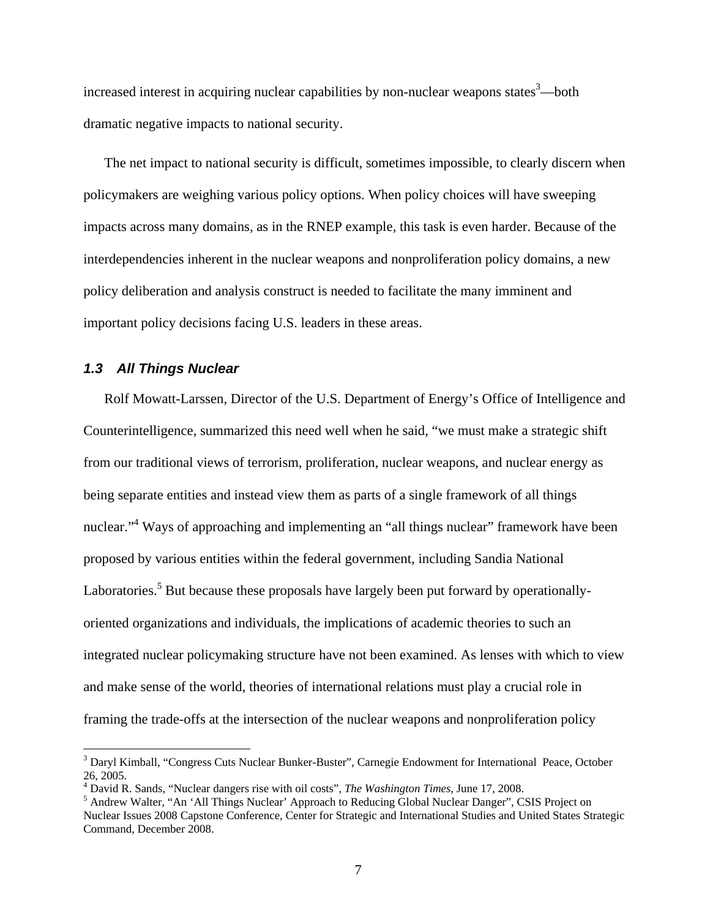increased interest in acquiring nuclear capabilities by non-nuclear weapons states[3]—both dramatic negative impacts to national security.

The net impact to national security is difficult, sometimes impossible, to clearly discern when policymakers are weighing various policy options. When policy choices will have sweeping impacts across many domains, as in the RNEP example, this task is even harder. Because of the interdependencies inherent in the nuclear weapons and nonproliferation policy domains, a new policy deliberation and analysis construct is needed to facilitate the many imminent and important policy decisions facing U.S. leaders in these areas.

### *1.3 All Things Nuclear*

Rolf Mowatt-Larssen, Director of the U.S. Department of Energy's Office of Intelligence and Counterintelligence, summarized this need well when he said, "we must make a strategic shift from our traditional views of terrorism, proliferation, nuclear weapons, and nuclear energy as being separate entities and instead view them as parts of a single framework of all things nuclear."[4] Ways of approaching and implementing an "all things nuclear" framework have been proposed by various entities within the federal government, including Sandia National Laboratories.[5] But because these proposals have largely been put forward by operationally-oriented organizations and individuals, the implications of academic theories to such an integrated nuclear policymaking structure have not been examined. As lenses with which to view and make sense of the world, theories of international relations must play a crucial role in framing the trade-offs at the intersection of the nuclear weapons and nonproliferation policy

---

[3] Daryl Kimball, "Congress Cuts Nuclear Bunker-Buster", Carnegie Endowment for International Peace, October 26, 2005.

[4] David R. Sands, "Nuclear dangers rise with oil costs", *The Washington Times*, June 17, 2008.

[5] Andrew Walter, "An 'All Things Nuclear' Approach to Reducing Global Nuclear Danger", CSIS Project on Nuclear Issues 2008 Capstone Conference, Center for Strategic and International Studies and United States Strategic Command, December 2008.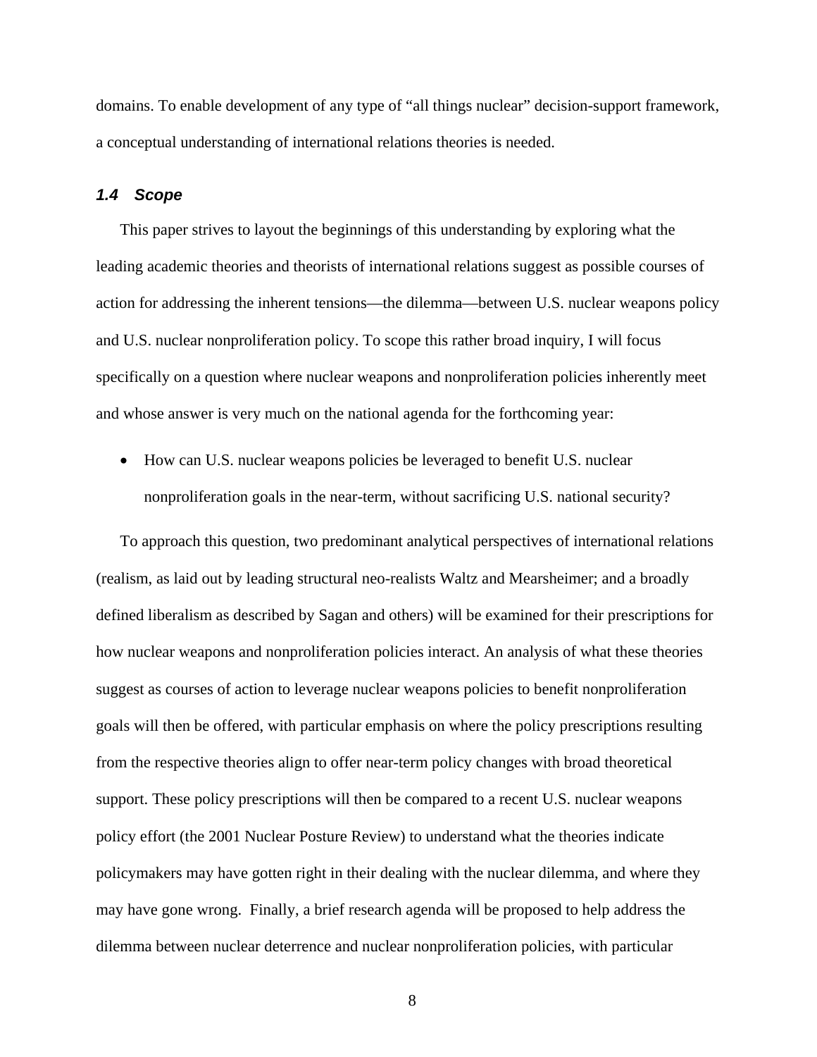domains. To enable development of any type of "all things nuclear" decision-support framework, a conceptual understanding of international relations theories is needed.

### *1.4 Scope*

This paper strives to layout the beginnings of this understanding by exploring what the leading academic theories and theorists of international relations suggest as possible courses of action for addressing the inherent tensions—the dilemma—between U.S. nuclear weapons policy and U.S. nuclear nonproliferation policy. To scope this rather broad inquiry, I will focus specifically on a question where nuclear weapons and nonproliferation policies inherently meet and whose answer is very much on the national agenda for the forthcoming year:

- How can U.S. nuclear weapons policies be leveraged to benefit U.S. nuclear nonproliferation goals in the near-term, without sacrificing U.S. national security?

To approach this question, two predominant analytical perspectives of international relations (realism, as laid out by leading structural neo-realists Waltz and Mearsheimer; and a broadly defined liberalism as described by Sagan and others) will be examined for their prescriptions for how nuclear weapons and nonproliferation policies interact. An analysis of what these theories suggest as courses of action to leverage nuclear weapons policies to benefit nonproliferation goals will then be offered, with particular emphasis on where the policy prescriptions resulting from the respective theories align to offer near-term policy changes with broad theoretical support. These policy prescriptions will then be compared to a recent U.S. nuclear weapons policy effort (the 2001 Nuclear Posture Review) to understand what the theories indicate policymakers may have gotten right in their dealing with the nuclear dilemma, and where they may have gone wrong. Finally, a brief research agenda will be proposed to help address the dilemma between nuclear deterrence and nuclear nonproliferation policies, with particular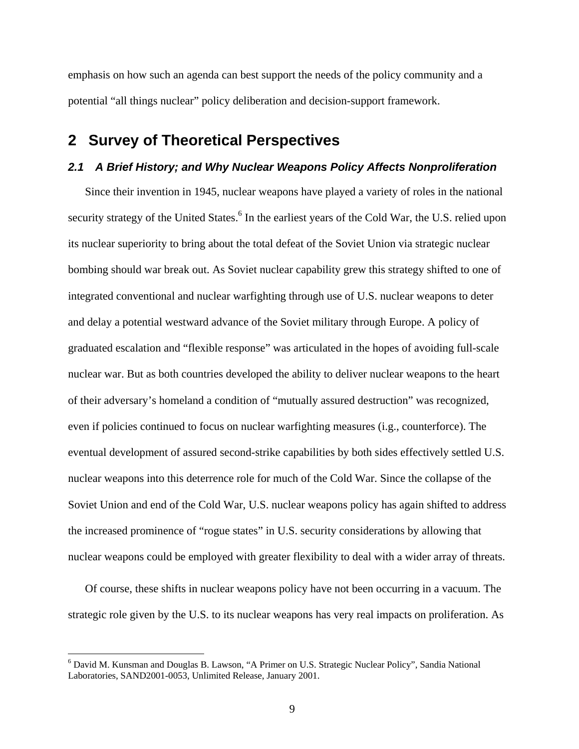emphasis on how such an agenda can best support the needs of the policy community and a potential "all things nuclear" policy deliberation and decision-support framework.

# 2 Survey of Theoretical Perspectives

## 2.1 A Brief History; and Why Nuclear Weapons Policy Affects Nonproliferation

Since their invention in 1945, nuclear weapons have played a variety of roles in the national security strategy of the United States.[6] In the earliest years of the Cold War, the U.S. relied upon its nuclear superiority to bring about the total defeat of the Soviet Union via strategic nuclear bombing should war break out. As Soviet nuclear capability grew this strategy shifted to one of integrated conventional and nuclear warfighting through use of U.S. nuclear weapons to deter and delay a potential westward advance of the Soviet military through Europe. A policy of graduated escalation and "flexible response" was articulated in the hopes of avoiding full-scale nuclear war. But as both countries developed the ability to deliver nuclear weapons to the heart of their adversary's homeland a condition of "mutually assured destruction" was recognized, even if policies continued to focus on nuclear warfighting measures (i.e., counterforce). The eventual development of assured second-strike capabilities by both sides effectively settled U.S. nuclear weapons into this deterrence role for much of the Cold War. Since the collapse of the Soviet Union and end of the Cold War, U.S. nuclear weapons policy has again shifted to address the increased prominence of "rogue states" in U.S. security considerations by allowing that nuclear weapons could be employed with greater flexibility to deal with a wider array of threats.

Of course, these shifts in nuclear weapons policy have not been occurring in a vacuum. The strategic role given by the U.S. to its nuclear weapons has very real impacts on proliferation. As

[6] David M. Kunsman and Douglas B. Lawson, "A Primer on U.S. Strategic Nuclear Policy", Sandia National Laboratories, SAND2001-0053, Unlimited Release, January 2001.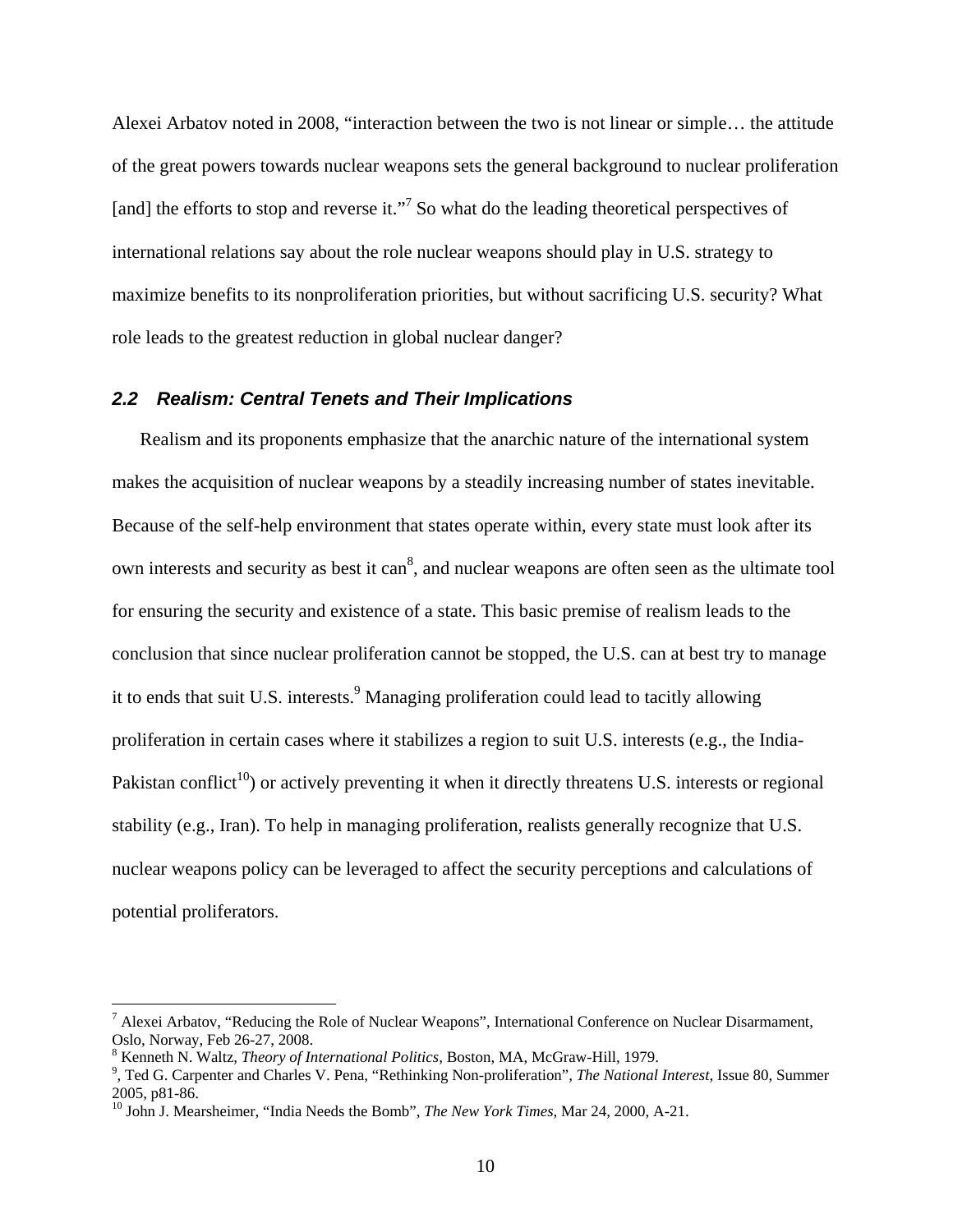Alexei Arbatov noted in 2008, "interaction between the two is not linear or simple… the attitude of the great powers towards nuclear weapons sets the general background to nuclear proliferation [and] the efforts to stop and reverse it."[7] So what do the leading theoretical perspectives of international relations say about the role nuclear weapons should play in U.S. strategy to maximize benefits to its nonproliferation priorities, but without sacrificing U.S. security? What role leads to the greatest reduction in global nuclear danger?

### *2.2 Realism: Central Tenets and Their Implications*

Realism and its proponents emphasize that the anarchic nature of the international system makes the acquisition of nuclear weapons by a steadily increasing number of states inevitable. Because of the self-help environment that states operate within, every state must look after its own interests and security as best it can[8], and nuclear weapons are often seen as the ultimate tool for ensuring the security and existence of a state. This basic premise of realism leads to the conclusion that since nuclear proliferation cannot be stopped, the U.S. can at best try to manage it to ends that suit U.S. interests.[9] Managing proliferation could lead to tacitly allowing proliferation in certain cases where it stabilizes a region to suit U.S. interests (e.g., the India-Pakistan conflict[10]) or actively preventing it when it directly threatens U.S. interests or regional stability (e.g., Iran). To help in managing proliferation, realists generally recognize that U.S. nuclear weapons policy can be leveraged to affect the security perceptions and calculations of potential proliferators.

---

[7] Alexei Arbatov, "Reducing the Role of Nuclear Weapons", International Conference on Nuclear Disarmament, Oslo, Norway, Feb 26-27, 2008.

[8] Kenneth N. Waltz, *Theory of International Politics*, Boston, MA, McGraw-Hill, 1979.

[9], Ted G. Carpenter and Charles V. Pena, "Rethinking Non-proliferation", *The National Interest*, Issue 80, Summer 2005, p81-86.

[10] John J. Mearsheimer, "India Needs the Bomb", *The New York Times*, Mar 24, 2000, A-21.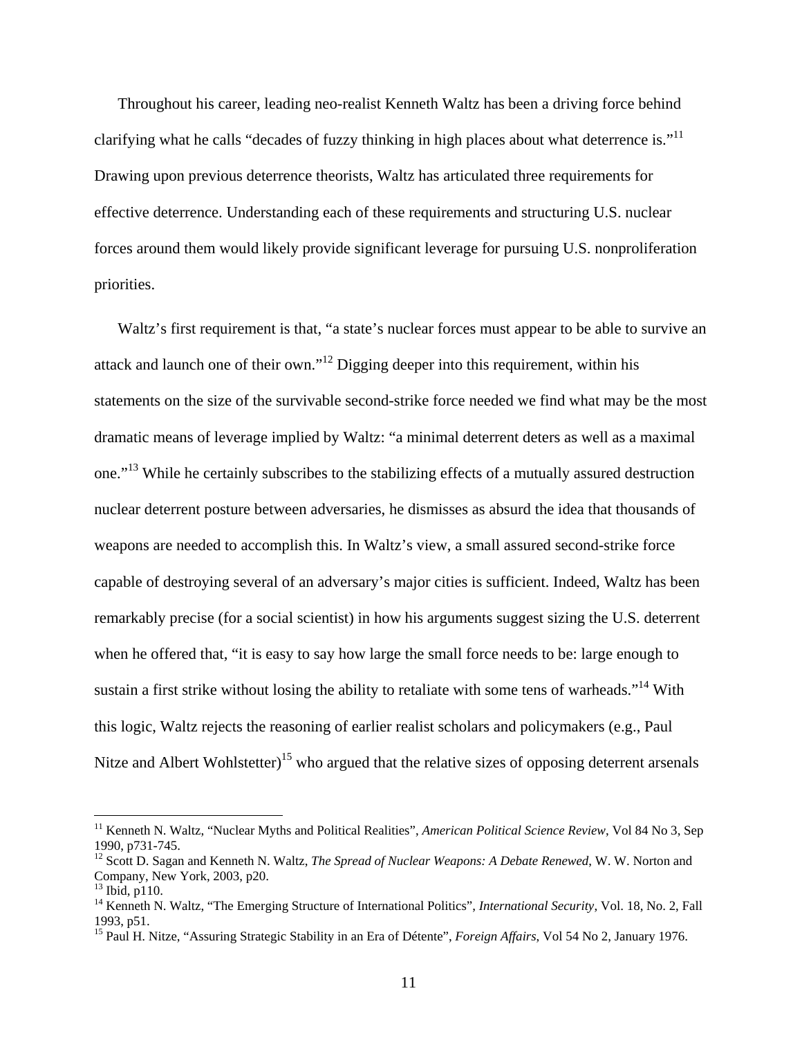Throughout his career, leading neo-realist Kenneth Waltz has been a driving force behind clarifying what he calls “decades of fuzzy thinking in high places about what deterrence is.”[11] Drawing upon previous deterrence theorists, Waltz has articulated three requirements for effective deterrence. Understanding each of these requirements and structuring U.S. nuclear forces around them would likely provide significant leverage for pursuing U.S. nonproliferation priorities.

Waltz’s first requirement is that, “a state’s nuclear forces must appear to be able to survive an attack and launch one of their own.”[12] Digging deeper into this requirement, within his statements on the size of the survivable second-strike force needed we find what may be the most dramatic means of leverage implied by Waltz: “a minimal deterrent deters as well as a maximal one.”[13] While he certainly subscribes to the stabilizing effects of a mutually assured destruction nuclear deterrent posture between adversaries, he dismisses as absurd the idea that thousands of weapons are needed to accomplish this. In Waltz’s view, a small assured second-strike force capable of destroying several of an adversary’s major cities is sufficient. Indeed, Waltz has been remarkably precise (for a social scientist) in how his arguments suggest sizing the U.S. deterrent when he offered that, “it is easy to say how large the small force needs to be: large enough to sustain a first strike without losing the ability to retaliate with some tens of warheads.”[14] With this logic, Waltz rejects the reasoning of earlier realist scholars and policymakers (e.g., Paul Nitze and Albert Wohlstetter)[15] who argued that the relative sizes of opposing deterrent arsenals

---

[11] Kenneth N. Waltz, “Nuclear Myths and Political Realities”, *American Political Science Review*, Vol 84 No 3, Sep 1990, p731-745.

[12] Scott D. Sagan and Kenneth N. Waltz, *The Spread of Nuclear Weapons: A Debate Renewed*, W. W. Norton and Company, New York, 2003, p20.

[13] Ibid, p110.

[14] Kenneth N. Waltz, “The Emerging Structure of International Politics”, *International Security*, Vol. 18, No. 2, Fall 1993, p51.

[15] Paul H. Nitze, “Assuring Strategic Stability in an Era of Détente”, *Foreign Affairs*, Vol 54 No 2, January 1976.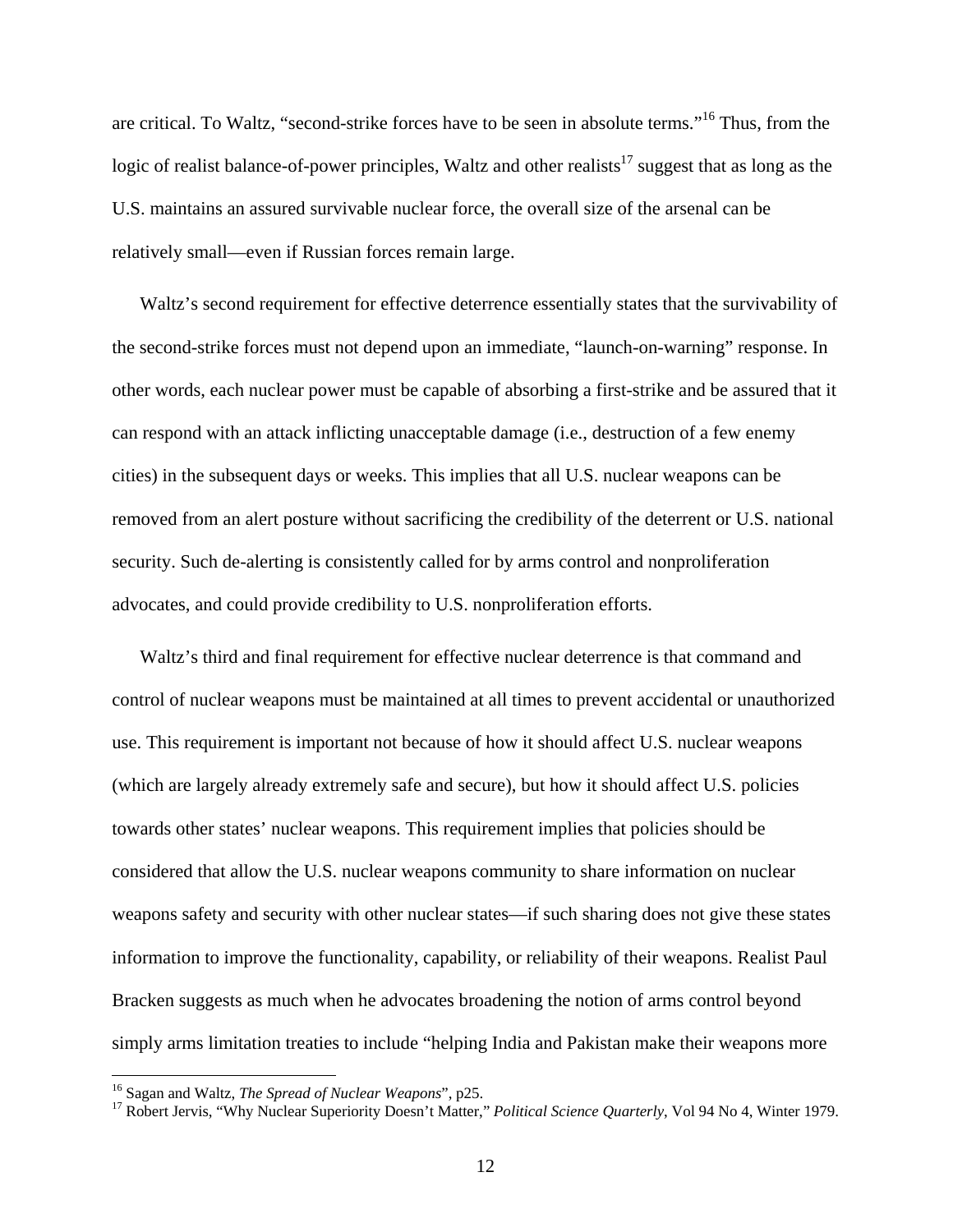are critical. To Waltz, "second-strike forces have to be seen in absolute terms."[16] Thus, from the logic of realist balance-of-power principles, Waltz and other realists[17] suggest that as long as the U.S. maintains an assured survivable nuclear force, the overall size of the arsenal can be relatively small—even if Russian forces remain large.

Waltz's second requirement for effective deterrence essentially states that the survivability of the second-strike forces must not depend upon an immediate, "launch-on-warning" response. In other words, each nuclear power must be capable of absorbing a first-strike and be assured that it can respond with an attack inflicting unacceptable damage (i.e., destruction of a few enemy cities) in the subsequent days or weeks. This implies that all U.S. nuclear weapons can be removed from an alert posture without sacrificing the credibility of the deterrent or U.S. national security. Such de-alerting is consistently called for by arms control and nonproliferation advocates, and could provide credibility to U.S. nonproliferation efforts.

Waltz's third and final requirement for effective nuclear deterrence is that command and control of nuclear weapons must be maintained at all times to prevent accidental or unauthorized use. This requirement is important not because of how it should affect U.S. nuclear weapons (which are largely already extremely safe and secure), but how it should affect U.S. policies towards other states' nuclear weapons. This requirement implies that policies should be considered that allow the U.S. nuclear weapons community to share information on nuclear weapons safety and security with other nuclear states—if such sharing does not give these states information to improve the functionality, capability, or reliability of their weapons. Realist Paul Bracken suggests as much when he advocates broadening the notion of arms control beyond simply arms limitation treaties to include "helping India and Pakistan make their weapons more

---

[16] Sagan and Waltz, *The Spread of Nuclear Weapons*", p25.

[17] Robert Jervis, "Why Nuclear Superiority Doesn't Matter," *Political Science Quarterly*, Vol 94 No 4, Winter 1979.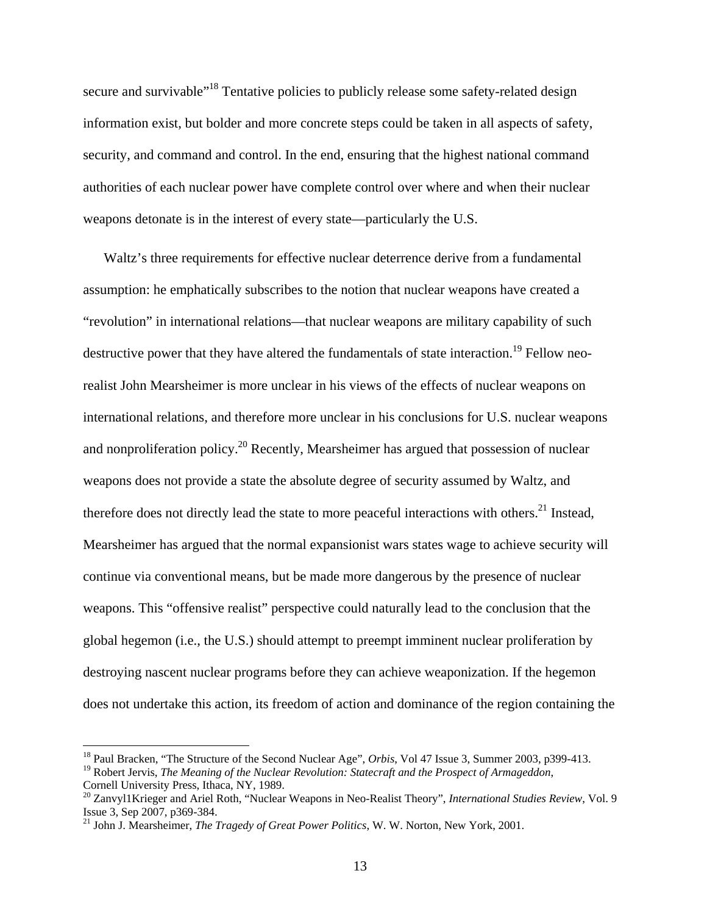secure and survivable"[18] Tentative policies to publicly release some safety-related design information exist, but bolder and more concrete steps could be taken in all aspects of safety, security, and command and control. In the end, ensuring that the highest national command authorities of each nuclear power have complete control over where and when their nuclear weapons detonate is in the interest of every state—particularly the U.S.

Waltz's three requirements for effective nuclear deterrence derive from a fundamental assumption: he emphatically subscribes to the notion that nuclear weapons have created a "revolution" in international relations—that nuclear weapons are military capability of such destructive power that they have altered the fundamentals of state interaction.[19] Fellow neo-realist John Mearsheimer is more unclear in his views of the effects of nuclear weapons on international relations, and therefore more unclear in his conclusions for U.S. nuclear weapons and nonproliferation policy.[20] Recently, Mearsheimer has argued that possession of nuclear weapons does not provide a state the absolute degree of security assumed by Waltz, and therefore does not directly lead the state to more peaceful interactions with others.[21] Instead, Mearsheimer has argued that the normal expansionist wars states wage to achieve security will continue via conventional means, but be made more dangerous by the presence of nuclear weapons. This "offensive realist" perspective could naturally lead to the conclusion that the global hegemon (i.e., the U.S.) should attempt to preempt imminent nuclear proliferation by destroying nascent nuclear programs before they can achieve weaponization. If the hegemon does not undertake this action, its freedom of action and dominance of the region containing the

---

[18] Paul Bracken, "The Structure of the Second Nuclear Age", *Orbis*, Vol 47 Issue 3, Summer 2003, p399-413.
[19] Robert Jervis, *The Meaning of the Nuclear Revolution: Statecraft and the Prospect of Armageddon*, Cornell University Press, Ithaca, NY, 1989.
[20] Zanvyl1Krieger and Ariel Roth, "Nuclear Weapons in Neo-Realist Theory", *International Studies Review*, Vol. 9 Issue 3, Sep 2007, p369-384.
[21] John J. Mearsheimer, *The Tragedy of Great Power Politics*, W. W. Norton, New York, 2001.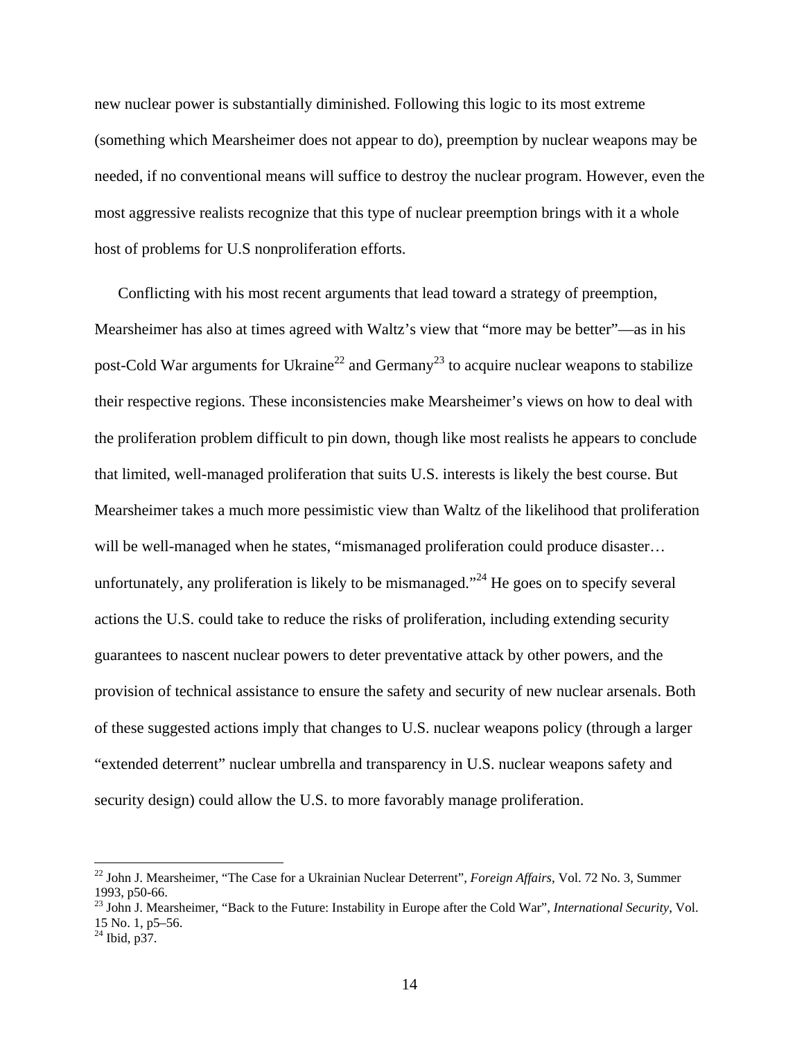new nuclear power is substantially diminished. Following this logic to its most extreme (something which Mearsheimer does not appear to do), preemption by nuclear weapons may be needed, if no conventional means will suffice to destroy the nuclear program. However, even the most aggressive realists recognize that this type of nuclear preemption brings with it a whole host of problems for U.S nonproliferation efforts.

Conflicting with his most recent arguments that lead toward a strategy of preemption, Mearsheimer has also at times agreed with Waltz's view that "more may be better"—as in his post-Cold War arguments for Ukraine[22] and Germany[23] to acquire nuclear weapons to stabilize their respective regions. These inconsistencies make Mearsheimer's views on how to deal with the proliferation problem difficult to pin down, though like most realists he appears to conclude that limited, well-managed proliferation that suits U.S. interests is likely the best course. But Mearsheimer takes a much more pessimistic view than Waltz of the likelihood that proliferation will be well-managed when he states, "mismanaged proliferation could produce disaster… unfortunately, any proliferation is likely to be mismanaged."[24] He goes on to specify several actions the U.S. could take to reduce the risks of proliferation, including extending security guarantees to nascent nuclear powers to deter preventative attack by other powers, and the provision of technical assistance to ensure the safety and security of new nuclear arsenals. Both of these suggested actions imply that changes to U.S. nuclear weapons policy (through a larger "extended deterrent" nuclear umbrella and transparency in U.S. nuclear weapons safety and security design) could allow the U.S. to more favorably manage proliferation.

---

[22] John J. Mearsheimer, "The Case for a Ukrainian Nuclear Deterrent", *Foreign Affairs*, Vol. 72 No. 3, Summer 1993, p50-66.

[23] John J. Mearsheimer, "Back to the Future: Instability in Europe after the Cold War", *International Security*, Vol. 15 No. 1, p5–56.

[24] Ibid, p37.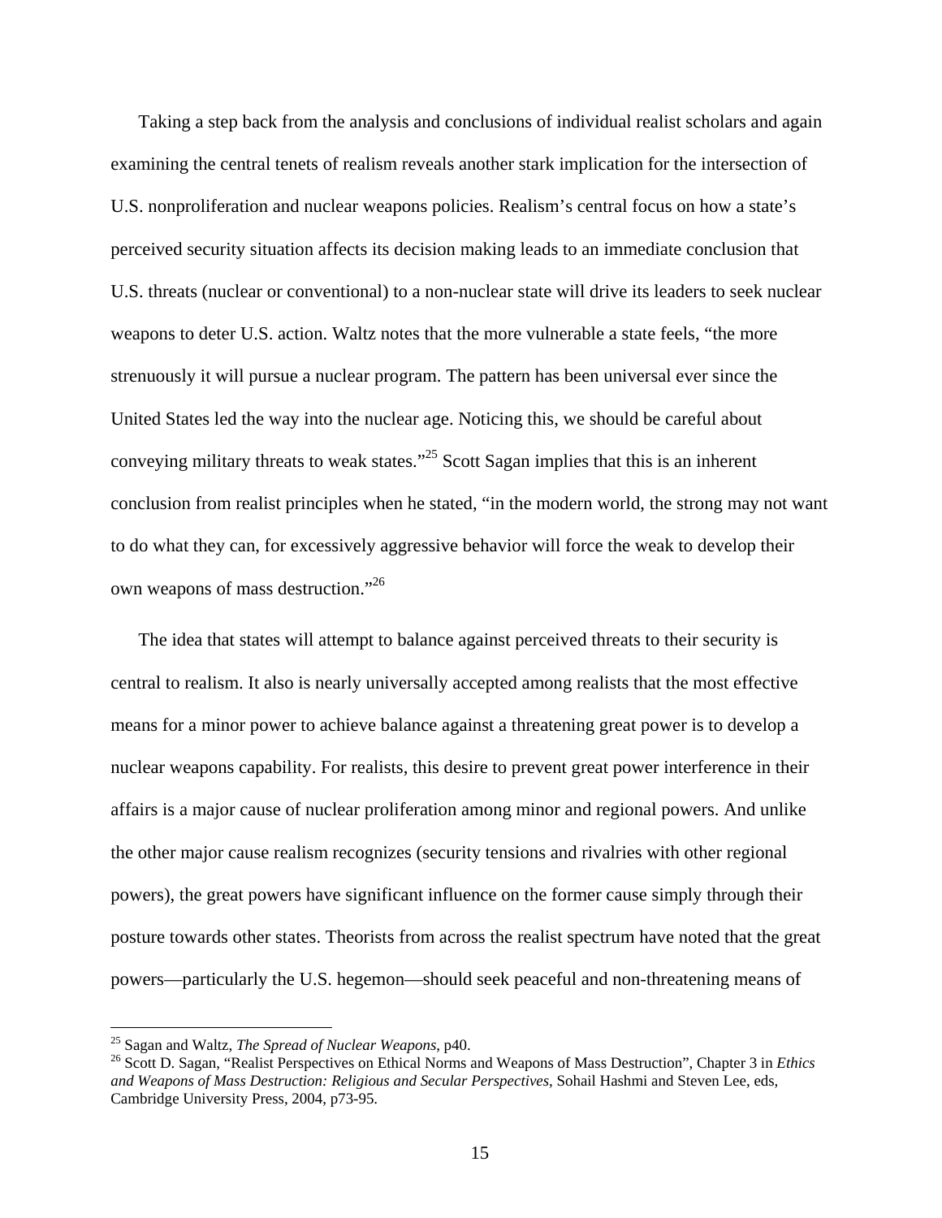Taking a step back from the analysis and conclusions of individual realist scholars and again examining the central tenets of realism reveals another stark implication for the intersection of U.S. nonproliferation and nuclear weapons policies. Realism's central focus on how a state's perceived security situation affects its decision making leads to an immediate conclusion that U.S. threats (nuclear or conventional) to a non-nuclear state will drive its leaders to seek nuclear weapons to deter U.S. action. Waltz notes that the more vulnerable a state feels, "the more strenuously it will pursue a nuclear program. The pattern has been universal ever since the United States led the way into the nuclear age. Noticing this, we should be careful about conveying military threats to weak states."[25] Scott Sagan implies that this is an inherent conclusion from realist principles when he stated, "in the modern world, the strong may not want to do what they can, for excessively aggressive behavior will force the weak to develop their own weapons of mass destruction."[26]

The idea that states will attempt to balance against perceived threats to their security is central to realism. It also is nearly universally accepted among realists that the most effective means for a minor power to achieve balance against a threatening great power is to develop a nuclear weapons capability. For realists, this desire to prevent great power interference in their affairs is a major cause of nuclear proliferation among minor and regional powers. And unlike the other major cause realism recognizes (security tensions and rivalries with other regional powers), the great powers have significant influence on the former cause simply through their posture towards other states. Theorists from across the realist spectrum have noted that the great powers—particularly the U.S. hegemon—should seek peaceful and non-threatening means of

---

[25] Sagan and Waltz, *The Spread of Nuclear Weapons*, p40.

[26] Scott D. Sagan, "Realist Perspectives on Ethical Norms and Weapons of Mass Destruction", Chapter 3 in *Ethics and Weapons of Mass Destruction: Religious and Secular Perspectives*, Sohail Hashmi and Steven Lee, eds, Cambridge University Press, 2004, p73-95.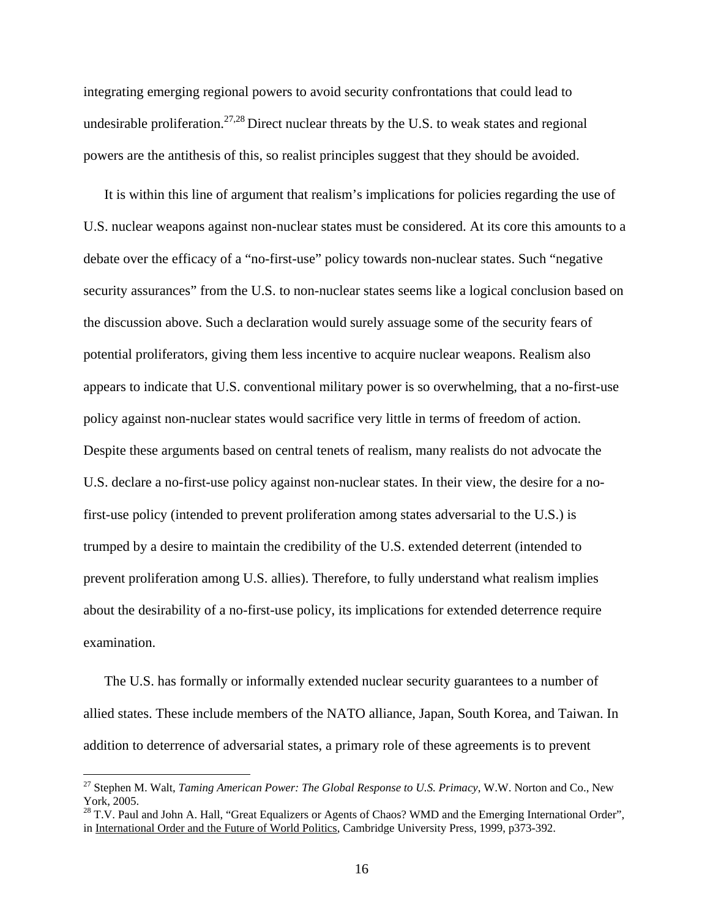integrating emerging regional powers to avoid security confrontations that could lead to undesirable proliferation.[27,28] Direct nuclear threats by the U.S. to weak states and regional powers are the antithesis of this, so realist principles suggest that they should be avoided.

It is within this line of argument that realism's implications for policies regarding the use of U.S. nuclear weapons against non-nuclear states must be considered. At its core this amounts to a debate over the efficacy of a "no-first-use" policy towards non-nuclear states. Such "negative security assurances" from the U.S. to non-nuclear states seems like a logical conclusion based on the discussion above. Such a declaration would surely assuage some of the security fears of potential proliferators, giving them less incentive to acquire nuclear weapons. Realism also appears to indicate that U.S. conventional military power is so overwhelming, that a no-first-use policy against non-nuclear states would sacrifice very little in terms of freedom of action. Despite these arguments based on central tenets of realism, many realists do not advocate the U.S. declare a no-first-use policy against non-nuclear states. In their view, the desire for a no-first-use policy (intended to prevent proliferation among states adversarial to the U.S.) is trumped by a desire to maintain the credibility of the U.S. extended deterrent (intended to prevent proliferation among U.S. allies). Therefore, to fully understand what realism implies about the desirability of a no-first-use policy, its implications for extended deterrence require examination.

The U.S. has formally or informally extended nuclear security guarantees to a number of allied states. These include members of the NATO alliance, Japan, South Korea, and Taiwan. In addition to deterrence of adversarial states, a primary role of these agreements is to prevent

---

[27] Stephen M. Walt, *Taming American Power: The Global Response to U.S. Primacy*, W.W. Norton and Co., New York, 2005.

[28] T.V. Paul and John A. Hall, "Great Equalizers or Agents of Chaos? WMD and the Emerging International Order", in International Order and the Future of World Politics, Cambridge University Press, 1999, p373-392.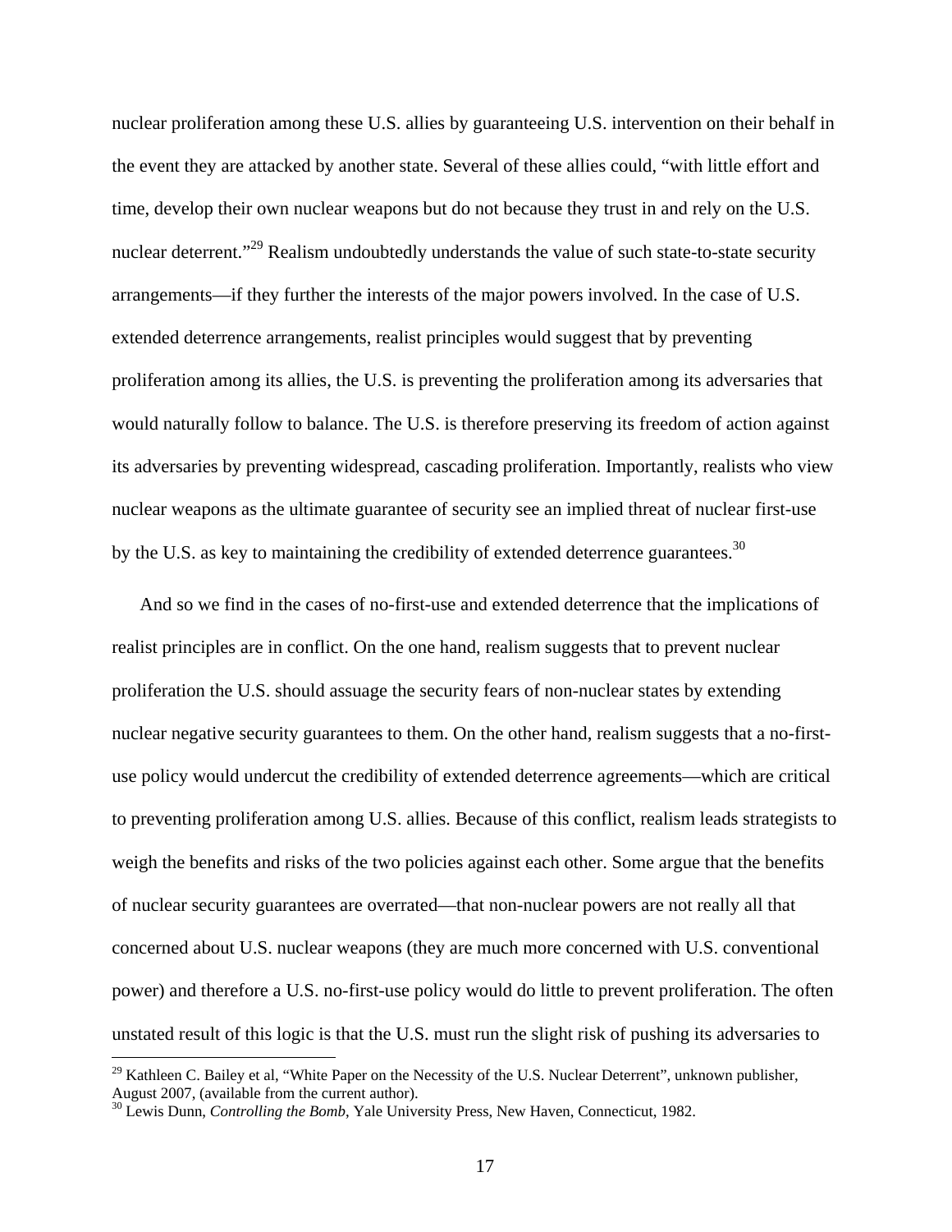nuclear proliferation among these U.S. allies by guaranteeing U.S. intervention on their behalf in the event they are attacked by another state. Several of these allies could, "with little effort and time, develop their own nuclear weapons but do not because they trust in and rely on the U.S. nuclear deterrent."[29] Realism undoubtedly understands the value of such state-to-state security arrangements—if they further the interests of the major powers involved. In the case of U.S. extended deterrence arrangements, realist principles would suggest that by preventing proliferation among its allies, the U.S. is preventing the proliferation among its adversaries that would naturally follow to balance. The U.S. is therefore preserving its freedom of action against its adversaries by preventing widespread, cascading proliferation. Importantly, realists who view nuclear weapons as the ultimate guarantee of security see an implied threat of nuclear first-use by the U.S. as key to maintaining the credibility of extended deterrence guarantees.[30]

And so we find in the cases of no-first-use and extended deterrence that the implications of realist principles are in conflict. On the one hand, realism suggests that to prevent nuclear proliferation the U.S. should assuage the security fears of non-nuclear states by extending nuclear negative security guarantees to them. On the other hand, realism suggests that a no-first-use policy would undercut the credibility of extended deterrence agreements—which are critical to preventing proliferation among U.S. allies. Because of this conflict, realism leads strategists to weigh the benefits and risks of the two policies against each other. Some argue that the benefits of nuclear security guarantees are overrated—that non-nuclear powers are not really all that concerned about U.S. nuclear weapons (they are much more concerned with U.S. conventional power) and therefore a U.S. no-first-use policy would do little to prevent proliferation. The often unstated result of this logic is that the U.S. must run the slight risk of pushing its adversaries to

[29] Kathleen C. Bailey et al, "White Paper on the Necessity of the U.S. Nuclear Deterrent", unknown publisher, August 2007, (available from the current author).

[30] Lewis Dunn, *Controlling the Bomb*, Yale University Press, New Haven, Connecticut, 1982.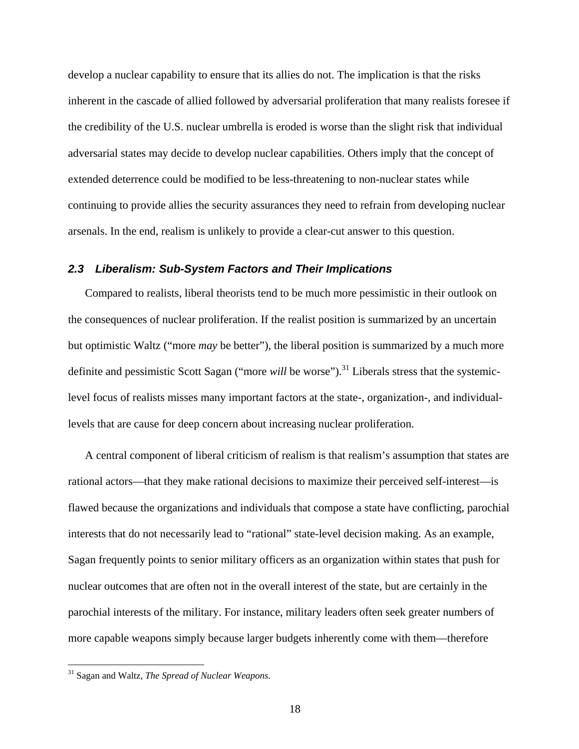develop a nuclear capability to ensure that its allies do not. The implication is that the risks inherent in the cascade of allied followed by adversarial proliferation that many realists foresee if the credibility of the U.S. nuclear umbrella is eroded is worse than the slight risk that individual adversarial states may decide to develop nuclear capabilities. Others imply that the concept of extended deterrence could be modified to be less-threatening to non-nuclear states while continuing to provide allies the security assurances they need to refrain from developing nuclear arsenals. In the end, realism is unlikely to provide a clear-cut answer to this question.

### *2.3 Liberalism: Sub-System Factors and Their Implications*

Compared to realists, liberal theorists tend to be much more pessimistic in their outlook on the consequences of nuclear proliferation. If the realist position is summarized by an uncertain but optimistic Waltz ("more *may* be better"), the liberal position is summarized by a much more definite and pessimistic Scott Sagan ("more *will* be worse").[31] Liberals stress that the systemic-level focus of realists misses many important factors at the state-, organization-, and individual-levels that are cause for deep concern about increasing nuclear proliferation.

A central component of liberal criticism of realism is that realism's assumption that states are rational actors—that they make rational decisions to maximize their perceived self-interest—is flawed because the organizations and individuals that compose a state have conflicting, parochial interests that do not necessarily lead to "rational" state-level decision making. As an example, Sagan frequently points to senior military officers as an organization within states that push for nuclear outcomes that are often not in the overall interest of the state, but are certainly in the parochial interests of the military. For instance, military leaders often seek greater numbers of more capable weapons simply because larger budgets inherently come with them—therefore

[31] Sagan and Waltz, *The Spread of Nuclear Weapons*.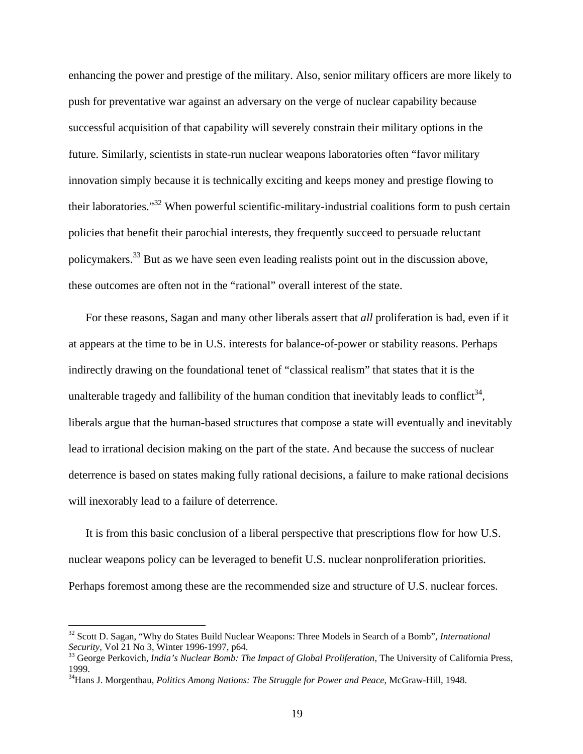enhancing the power and prestige of the military. Also, senior military officers are more likely to push for preventative war against an adversary on the verge of nuclear capability because successful acquisition of that capability will severely constrain their military options in the future. Similarly, scientists in state-run nuclear weapons laboratories often "favor military innovation simply because it is technically exciting and keeps money and prestige flowing to their laboratories."[32] When powerful scientific-military-industrial coalitions form to push certain policies that benefit their parochial interests, they frequently succeed to persuade reluctant policymakers.[33] But as we have seen even leading realists point out in the discussion above, these outcomes are often not in the "rational" overall interest of the state.

For these reasons, Sagan and many other liberals assert that *all* proliferation is bad, even if it at appears at the time to be in U.S. interests for balance-of-power or stability reasons. Perhaps indirectly drawing on the foundational tenet of "classical realism" that states that it is the unalterable tragedy and fallibility of the human condition that inevitably leads to conflict[34], liberals argue that the human-based structures that compose a state will eventually and inevitably lead to irrational decision making on the part of the state. And because the success of nuclear deterrence is based on states making fully rational decisions, a failure to make rational decisions will inexorably lead to a failure of deterrence.

It is from this basic conclusion of a liberal perspective that prescriptions flow for how U.S. nuclear weapons policy can be leveraged to benefit U.S. nuclear nonproliferation priorities. Perhaps foremost among these are the recommended size and structure of U.S. nuclear forces.

---

[32] Scott D. Sagan, "Why do States Build Nuclear Weapons: Three Models in Search of a Bomb", *International Security*, Vol 21 No 3, Winter 1996-1997, p64.

[33] George Perkovich, *India's Nuclear Bomb: The Impact of Global Proliferation*, The University of California Press, 1999.

[34] Hans J. Morgenthau, *Politics Among Nations: The Struggle for Power and Peace*, McGraw-Hill, 1948.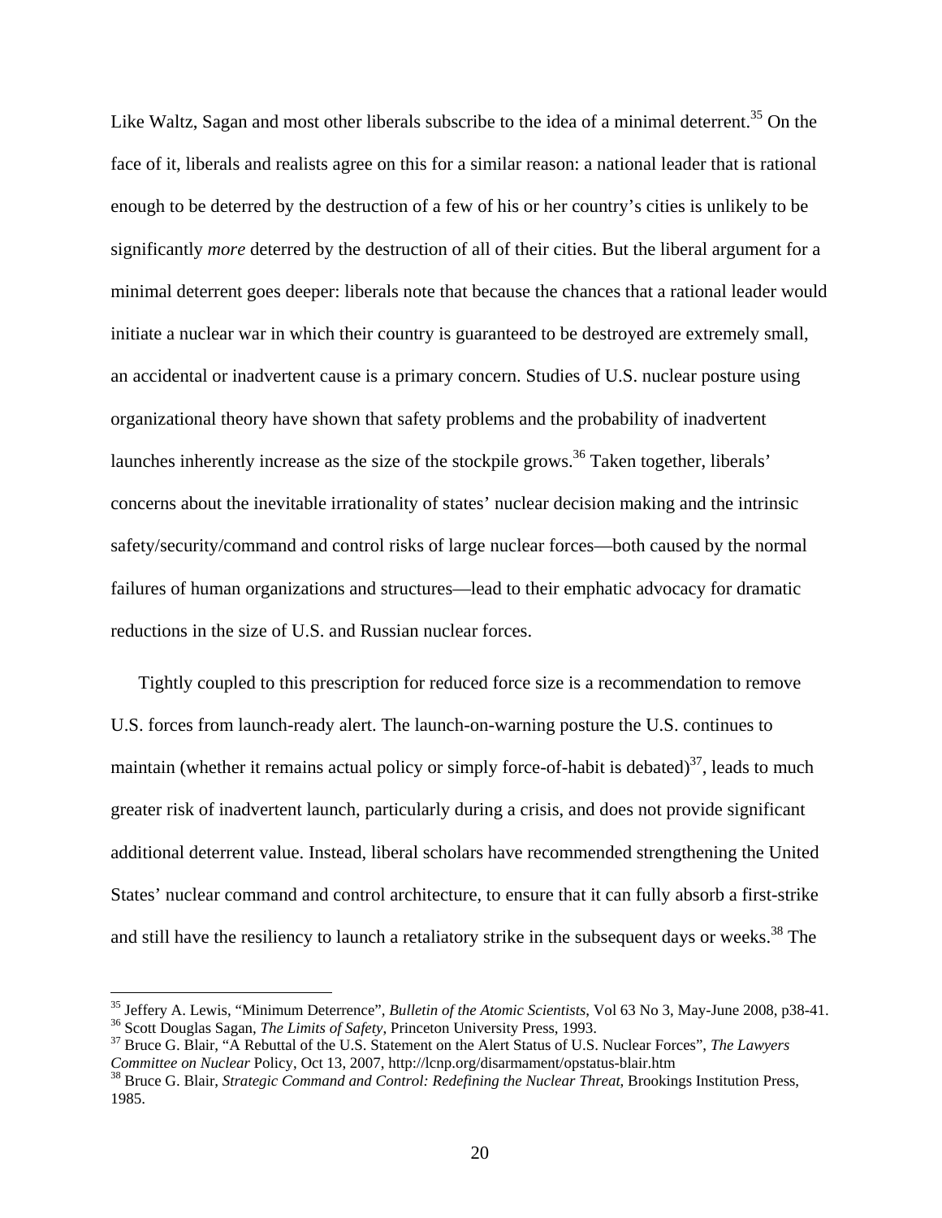Like Waltz, Sagan and most other liberals subscribe to the idea of a minimal deterrent.[35] On the face of it, liberals and realists agree on this for a similar reason: a national leader that is rational enough to be deterred by the destruction of a few of his or her country's cities is unlikely to be significantly *more* deterred by the destruction of all of their cities. But the liberal argument for a minimal deterrent goes deeper: liberals note that because the chances that a rational leader would initiate a nuclear war in which their country is guaranteed to be destroyed are extremely small, an accidental or inadvertent cause is a primary concern. Studies of U.S. nuclear posture using organizational theory have shown that safety problems and the probability of inadvertent launches inherently increase as the size of the stockpile grows.[36] Taken together, liberals' concerns about the inevitable irrationality of states' nuclear decision making and the intrinsic safety/security/command and control risks of large nuclear forces—both caused by the normal failures of human organizations and structures—lead to their emphatic advocacy for dramatic reductions in the size of U.S. and Russian nuclear forces.

Tightly coupled to this prescription for reduced force size is a recommendation to remove U.S. forces from launch-ready alert. The launch-on-warning posture the U.S. continues to maintain (whether it remains actual policy or simply force-of-habit is debated)[37], leads to much greater risk of inadvertent launch, particularly during a crisis, and does not provide significant additional deterrent value. Instead, liberal scholars have recommended strengthening the United States' nuclear command and control architecture, to ensure that it can fully absorb a first-strike and still have the resiliency to launch a retaliatory strike in the subsequent days or weeks.[38] The

---

[35] Jeffery A. Lewis, "Minimum Deterrence", *Bulletin of the Atomic Scientists*, Vol 63 No 3, May-June 2008, p38-41.

[36] Scott Douglas Sagan, *The Limits of Safety*, Princeton University Press, 1993.

[37] Bruce G. Blair, "A Rebuttal of the U.S. Statement on the Alert Status of U.S. Nuclear Forces", *The Lawyers Committee on Nuclear* Policy, Oct 13, 2007, http://lcnp.org/disarmament/opstatus-blair.htm

[38] Bruce G. Blair, *Strategic Command and Control: Redefining the Nuclear Threat*, Brookings Institution Press, 1985.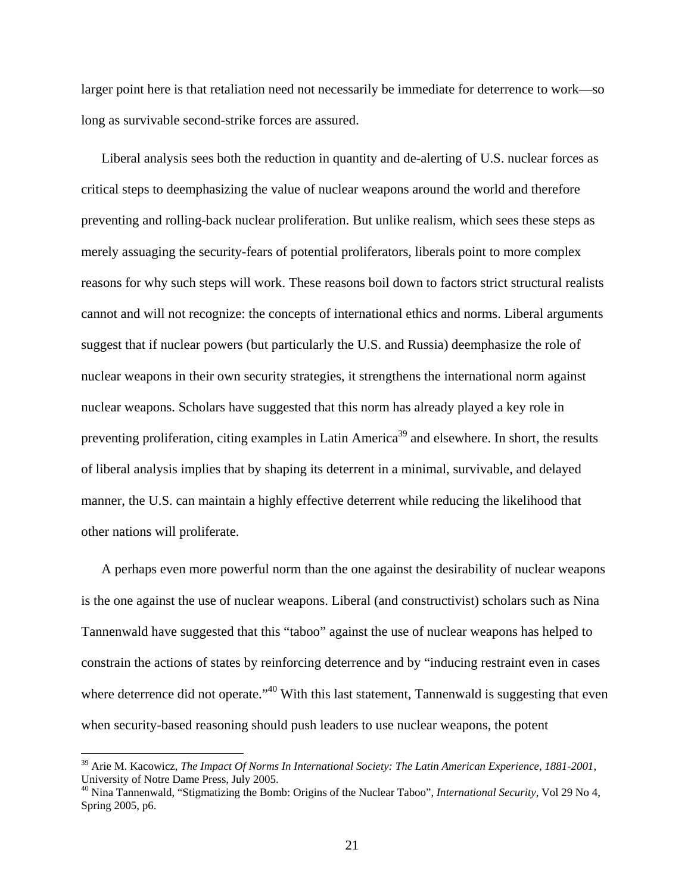larger point here is that retaliation need not necessarily be immediate for deterrence to work—so long as survivable second-strike forces are assured.

Liberal analysis sees both the reduction in quantity and de-alerting of U.S. nuclear forces as critical steps to deemphasizing the value of nuclear weapons around the world and therefore preventing and rolling-back nuclear proliferation. But unlike realism, which sees these steps as merely assuaging the security-fears of potential proliferators, liberals point to more complex reasons for why such steps will work. These reasons boil down to factors strict structural realists cannot and will not recognize: the concepts of international ethics and norms. Liberal arguments suggest that if nuclear powers (but particularly the U.S. and Russia) deemphasize the role of nuclear weapons in their own security strategies, it strengthens the international norm against nuclear weapons. Scholars have suggested that this norm has already played a key role in preventing proliferation, citing examples in Latin America[39] and elsewhere. In short, the results of liberal analysis implies that by shaping its deterrent in a minimal, survivable, and delayed manner, the U.S. can maintain a highly effective deterrent while reducing the likelihood that other nations will proliferate.

A perhaps even more powerful norm than the one against the desirability of nuclear weapons is the one against the use of nuclear weapons. Liberal (and constructivist) scholars such as Nina Tannenwald have suggested that this "taboo" against the use of nuclear weapons has helped to constrain the actions of states by reinforcing deterrence and by "inducing restraint even in cases where deterrence did not operate."[40] With this last statement, Tannenwald is suggesting that even when security-based reasoning should push leaders to use nuclear weapons, the potent

---

[39] Arie M. Kacowicz, *The Impact Of Norms In International Society: The Latin American Experience, 1881-2001*, University of Notre Dame Press, July 2005.

[40] Nina Tannenwald, "Stigmatizing the Bomb: Origins of the Nuclear Taboo", *International Security*, Vol 29 No 4, Spring 2005, p6.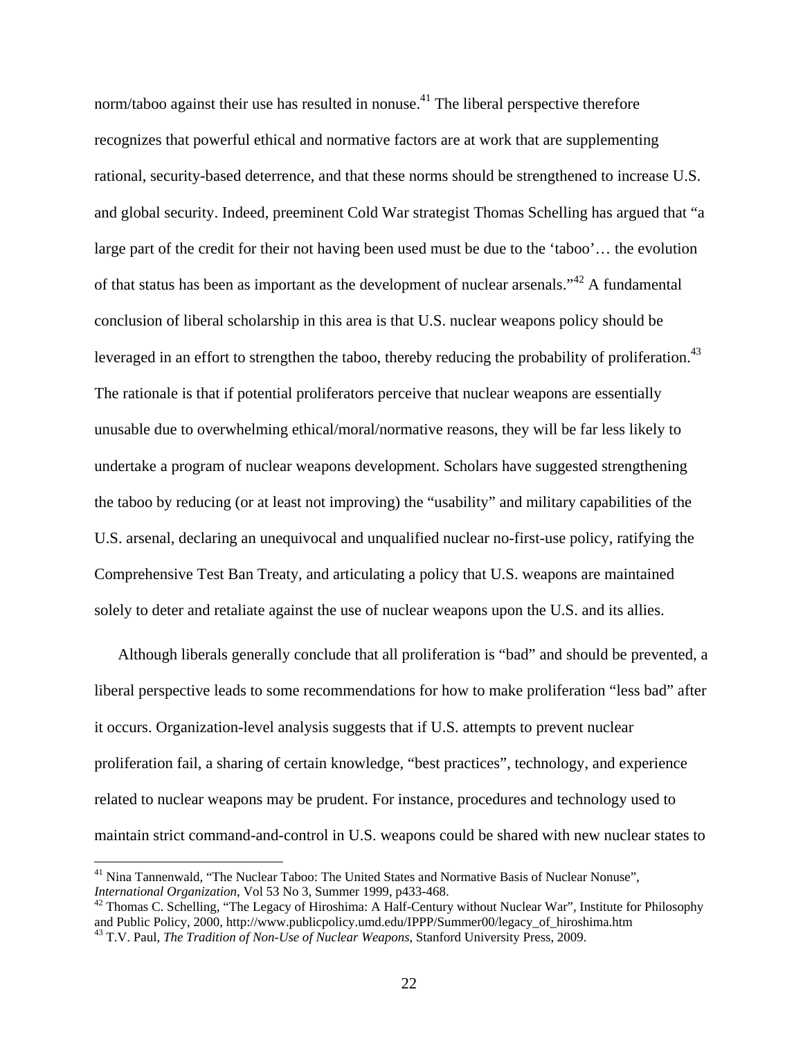norm/taboo against their use has resulted in nonuse.[41] The liberal perspective therefore recognizes that powerful ethical and normative factors are at work that are supplementing rational, security-based deterrence, and that these norms should be strengthened to increase U.S. and global security. Indeed, preeminent Cold War strategist Thomas Schelling has argued that "a large part of the credit for their not having been used must be due to the 'taboo'… the evolution of that status has been as important as the development of nuclear arsenals."[42] A fundamental conclusion of liberal scholarship in this area is that U.S. nuclear weapons policy should be leveraged in an effort to strengthen the taboo, thereby reducing the probability of proliferation.[43] The rationale is that if potential proliferators perceive that nuclear weapons are essentially unusable due to overwhelming ethical/moral/normative reasons, they will be far less likely to undertake a program of nuclear weapons development. Scholars have suggested strengthening the taboo by reducing (or at least not improving) the "usability" and military capabilities of the U.S. arsenal, declaring an unequivocal and unqualified nuclear no-first-use policy, ratifying the Comprehensive Test Ban Treaty, and articulating a policy that U.S. weapons are maintained solely to deter and retaliate against the use of nuclear weapons upon the U.S. and its allies.

Although liberals generally conclude that all proliferation is "bad" and should be prevented, a liberal perspective leads to some recommendations for how to make proliferation "less bad" after it occurs. Organization-level analysis suggests that if U.S. attempts to prevent nuclear proliferation fail, a sharing of certain knowledge, "best practices", technology, and experience related to nuclear weapons may be prudent. For instance, procedures and technology used to maintain strict command-and-control in U.S. weapons could be shared with new nuclear states to

---

[41] Nina Tannenwald, "The Nuclear Taboo: The United States and Normative Basis of Nuclear Nonuse", *International Organization*, Vol 53 No 3, Summer 1999, p433-468.

[42] Thomas C. Schelling, "The Legacy of Hiroshima: A Half-Century without Nuclear War", Institute for Philosophy and Public Policy, 2000, http://www.publicpolicy.umd.edu/IPPP/Summer00/legacy_of_hiroshima.htm

[43] T.V. Paul, *The Tradition of Non-Use of Nuclear Weapons*, Stanford University Press, 2009.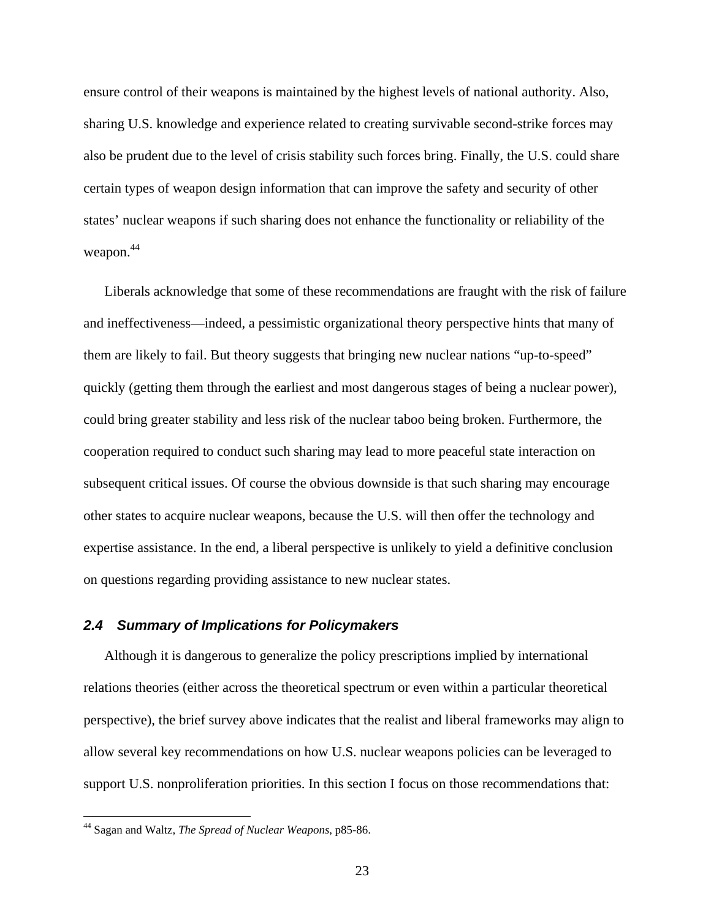ensure control of their weapons is maintained by the highest levels of national authority. Also, sharing U.S. knowledge and experience related to creating survivable second-strike forces may also be prudent due to the level of crisis stability such forces bring. Finally, the U.S. could share certain types of weapon design information that can improve the safety and security of other states' nuclear weapons if such sharing does not enhance the functionality or reliability of the weapon.[44]

Liberals acknowledge that some of these recommendations are fraught with the risk of failure and ineffectiveness—indeed, a pessimistic organizational theory perspective hints that many of them are likely to fail. But theory suggests that bringing new nuclear nations "up-to-speed" quickly (getting them through the earliest and most dangerous stages of being a nuclear power), could bring greater stability and less risk of the nuclear taboo being broken. Furthermore, the cooperation required to conduct such sharing may lead to more peaceful state interaction on subsequent critical issues. Of course the obvious downside is that such sharing may encourage other states to acquire nuclear weapons, because the U.S. will then offer the technology and expertise assistance. In the end, a liberal perspective is unlikely to yield a definitive conclusion on questions regarding providing assistance to new nuclear states.

### *2.4 Summary of Implications for Policymakers*

Although it is dangerous to generalize the policy prescriptions implied by international relations theories (either across the theoretical spectrum or even within a particular theoretical perspective), the brief survey above indicates that the realist and liberal frameworks may align to allow several key recommendations on how U.S. nuclear weapons policies can be leveraged to support U.S. nonproliferation priorities. In this section I focus on those recommendations that:

---

[44] Sagan and Waltz, *The Spread of Nuclear Weapons*, p85-86.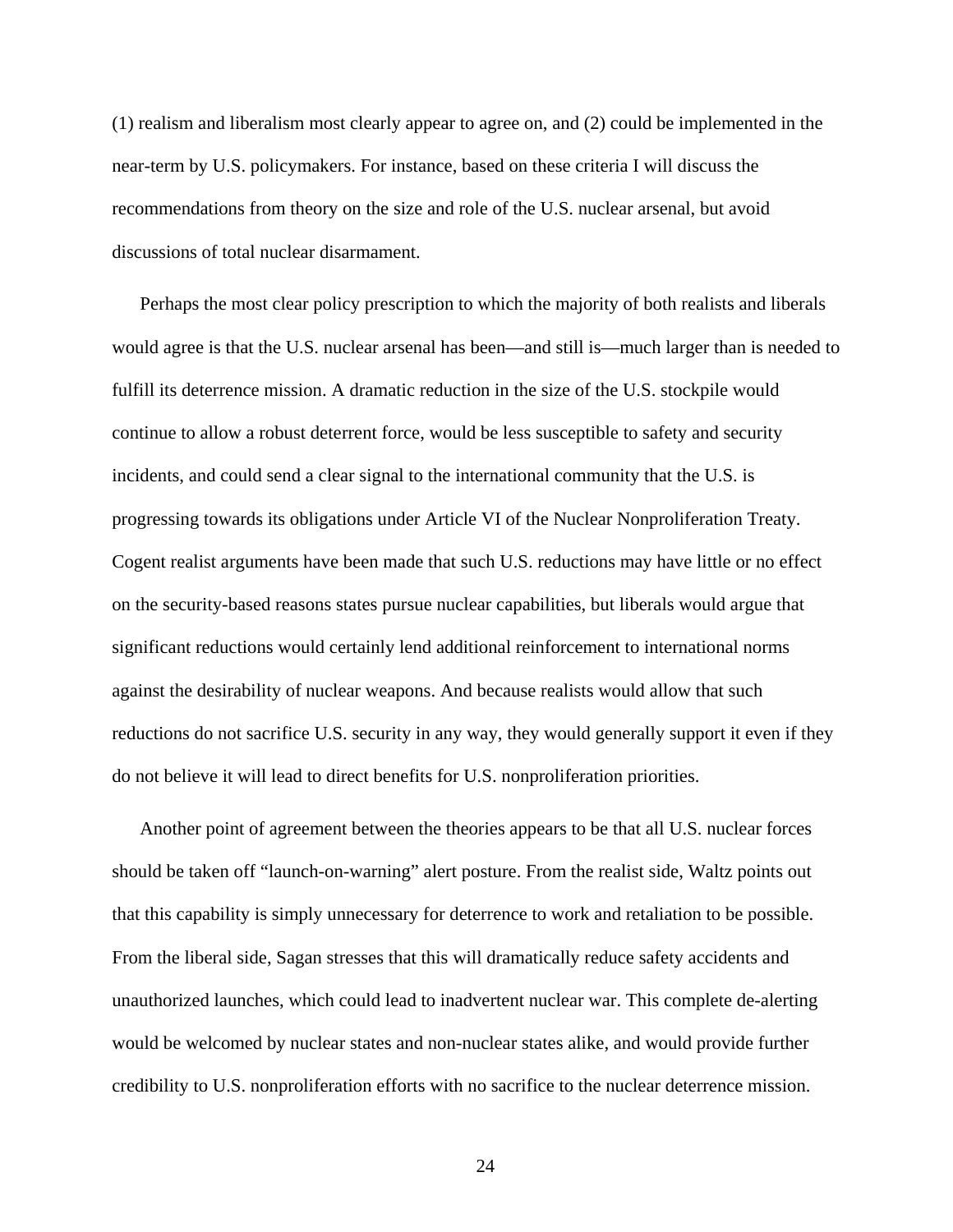(1) realism and liberalism most clearly appear to agree on, and (2) could be implemented in the near-term by U.S. policymakers. For instance, based on these criteria I will discuss the recommendations from theory on the size and role of the U.S. nuclear arsenal, but avoid discussions of total nuclear disarmament.

Perhaps the most clear policy prescription to which the majority of both realists and liberals would agree is that the U.S. nuclear arsenal has been—and still is—much larger than is needed to fulfill its deterrence mission. A dramatic reduction in the size of the U.S. stockpile would continue to allow a robust deterrent force, would be less susceptible to safety and security incidents, and could send a clear signal to the international community that the U.S. is progressing towards its obligations under Article VI of the Nuclear Nonproliferation Treaty. Cogent realist arguments have been made that such U.S. reductions may have little or no effect on the security-based reasons states pursue nuclear capabilities, but liberals would argue that significant reductions would certainly lend additional reinforcement to international norms against the desirability of nuclear weapons. And because realists would allow that such reductions do not sacrifice U.S. security in any way, they would generally support it even if they do not believe it will lead to direct benefits for U.S. nonproliferation priorities.

Another point of agreement between the theories appears to be that all U.S. nuclear forces should be taken off "launch-on-warning" alert posture. From the realist side, Waltz points out that this capability is simply unnecessary for deterrence to work and retaliation to be possible. From the liberal side, Sagan stresses that this will dramatically reduce safety accidents and unauthorized launches, which could lead to inadvertent nuclear war. This complete de-alerting would be welcomed by nuclear states and non-nuclear states alike, and would provide further credibility to U.S. nonproliferation efforts with no sacrifice to the nuclear deterrence mission.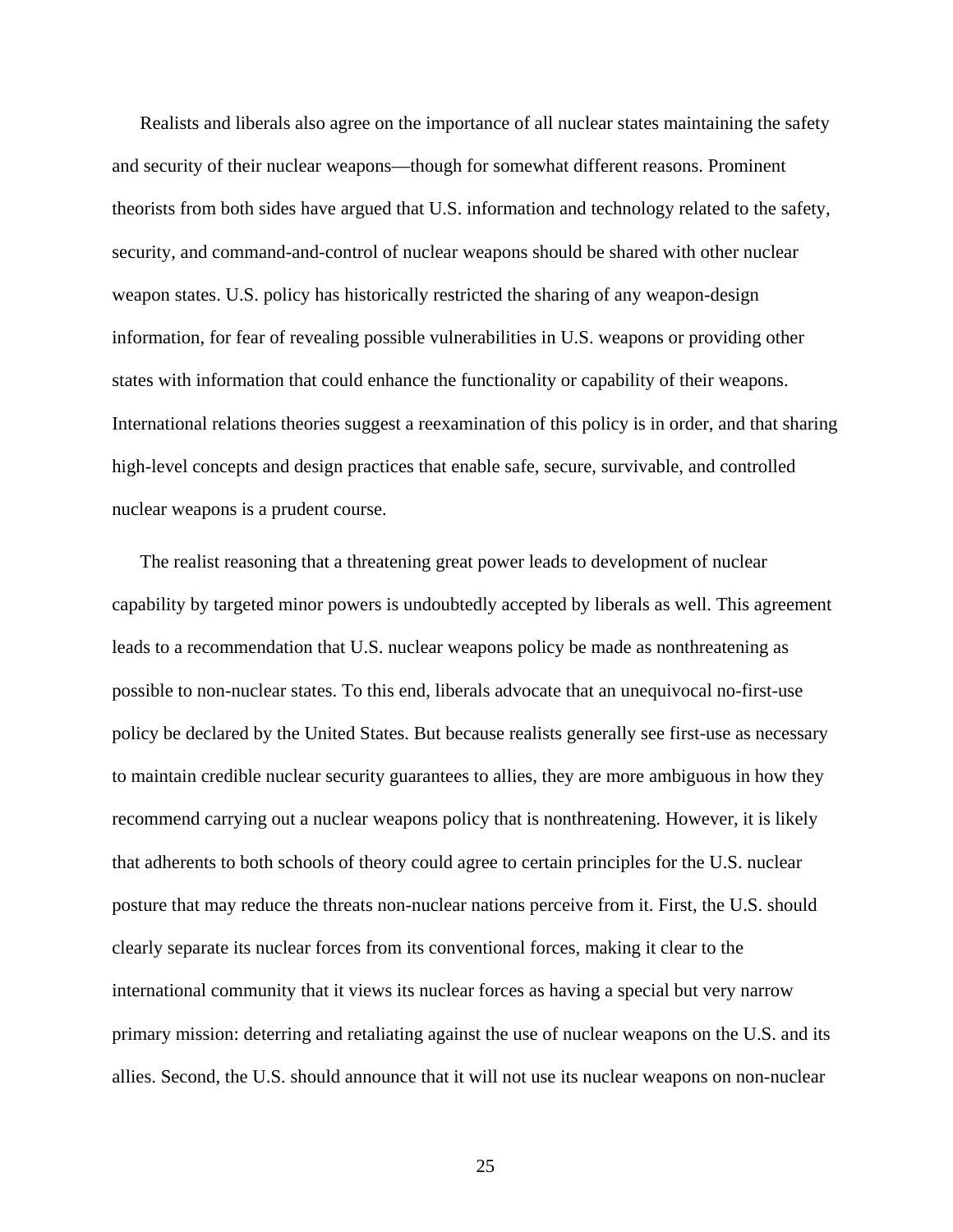Realists and liberals also agree on the importance of all nuclear states maintaining the safety and security of their nuclear weapons—though for somewhat different reasons. Prominent theorists from both sides have argued that U.S. information and technology related to the safety, security, and command-and-control of nuclear weapons should be shared with other nuclear weapon states. U.S. policy has historically restricted the sharing of any weapon-design information, for fear of revealing possible vulnerabilities in U.S. weapons or providing other states with information that could enhance the functionality or capability of their weapons. International relations theories suggest a reexamination of this policy is in order, and that sharing high-level concepts and design practices that enable safe, secure, survivable, and controlled nuclear weapons is a prudent course.

The realist reasoning that a threatening great power leads to development of nuclear capability by targeted minor powers is undoubtedly accepted by liberals as well. This agreement leads to a recommendation that U.S. nuclear weapons policy be made as nonthreatening as possible to non-nuclear states. To this end, liberals advocate that an unequivocal no-first-use policy be declared by the United States. But because realists generally see first-use as necessary to maintain credible nuclear security guarantees to allies, they are more ambiguous in how they recommend carrying out a nuclear weapons policy that is nonthreatening. However, it is likely that adherents to both schools of theory could agree to certain principles for the U.S. nuclear posture that may reduce the threats non-nuclear nations perceive from it. First, the U.S. should clearly separate its nuclear forces from its conventional forces, making it clear to the international community that it views its nuclear forces as having a special but very narrow primary mission: deterring and retaliating against the use of nuclear weapons on the U.S. and its allies. Second, the U.S. should announce that it will not use its nuclear weapons on non-nuclear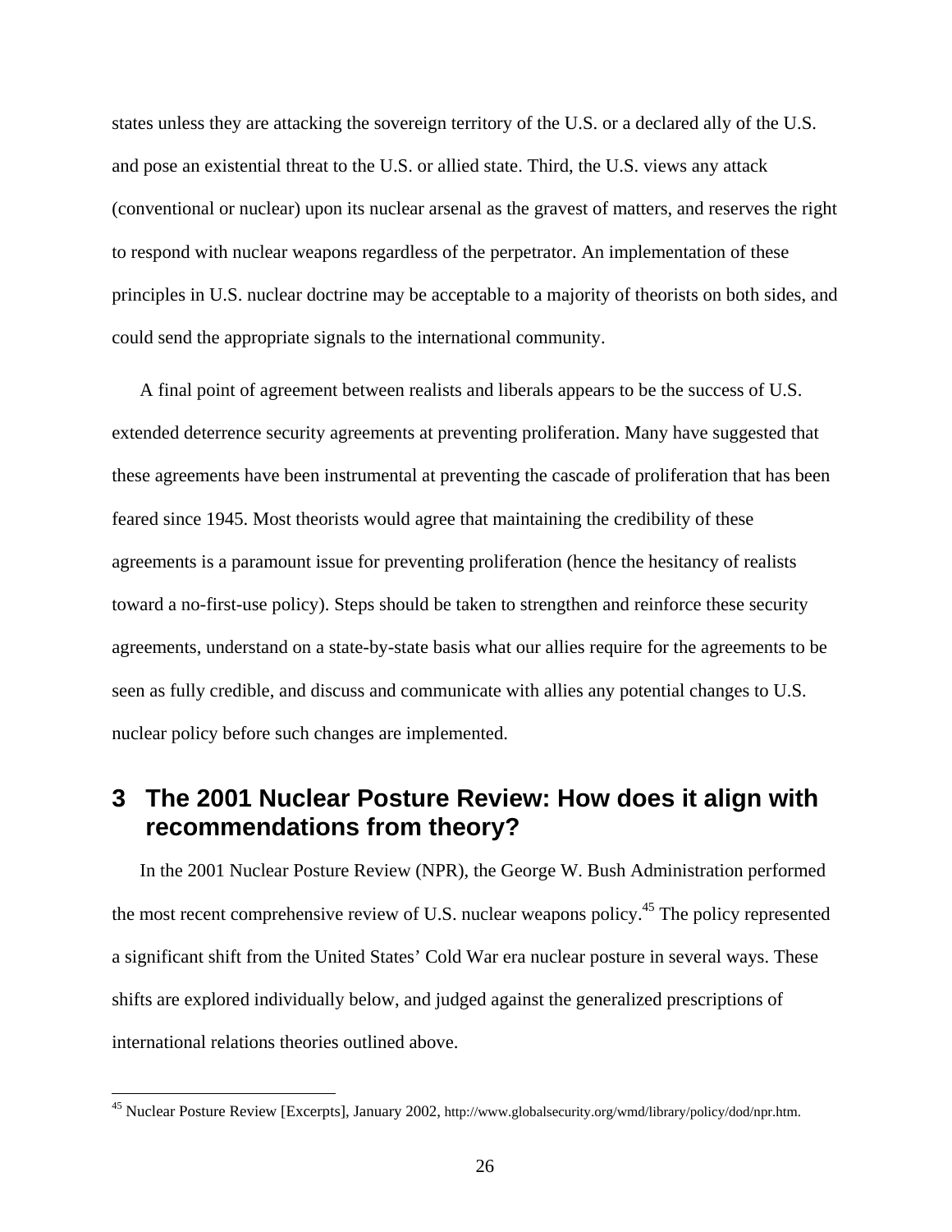states unless they are attacking the sovereign territory of the U.S. or a declared ally of the U.S. and pose an existential threat to the U.S. or allied state. Third, the U.S. views any attack (conventional or nuclear) upon its nuclear arsenal as the gravest of matters, and reserves the right to respond with nuclear weapons regardless of the perpetrator. An implementation of these principles in U.S. nuclear doctrine may be acceptable to a majority of theorists on both sides, and could send the appropriate signals to the international community.

A final point of agreement between realists and liberals appears to be the success of U.S. extended deterrence security agreements at preventing proliferation. Many have suggested that these agreements have been instrumental at preventing the cascade of proliferation that has been feared since 1945. Most theorists would agree that maintaining the credibility of these agreements is a paramount issue for preventing proliferation (hence the hesitancy of realists toward a no-first-use policy). Steps should be taken to strengthen and reinforce these security agreements, understand on a state-by-state basis what our allies require for the agreements to be seen as fully credible, and discuss and communicate with allies any potential changes to U.S. nuclear policy before such changes are implemented.

## 3 The 2001 Nuclear Posture Review: How does it align with recommendations from theory?

In the 2001 Nuclear Posture Review (NPR), the George W. Bush Administration performed the most recent comprehensive review of U.S. nuclear weapons policy.[45] The policy represented a significant shift from the United States' Cold War era nuclear posture in several ways. These shifts are explored individually below, and judged against the generalized prescriptions of international relations theories outlined above.

[45] Nuclear Posture Review [Excerpts], January 2002, http://www.globalsecurity.org/wmd/library/policy/dod/npr.htm.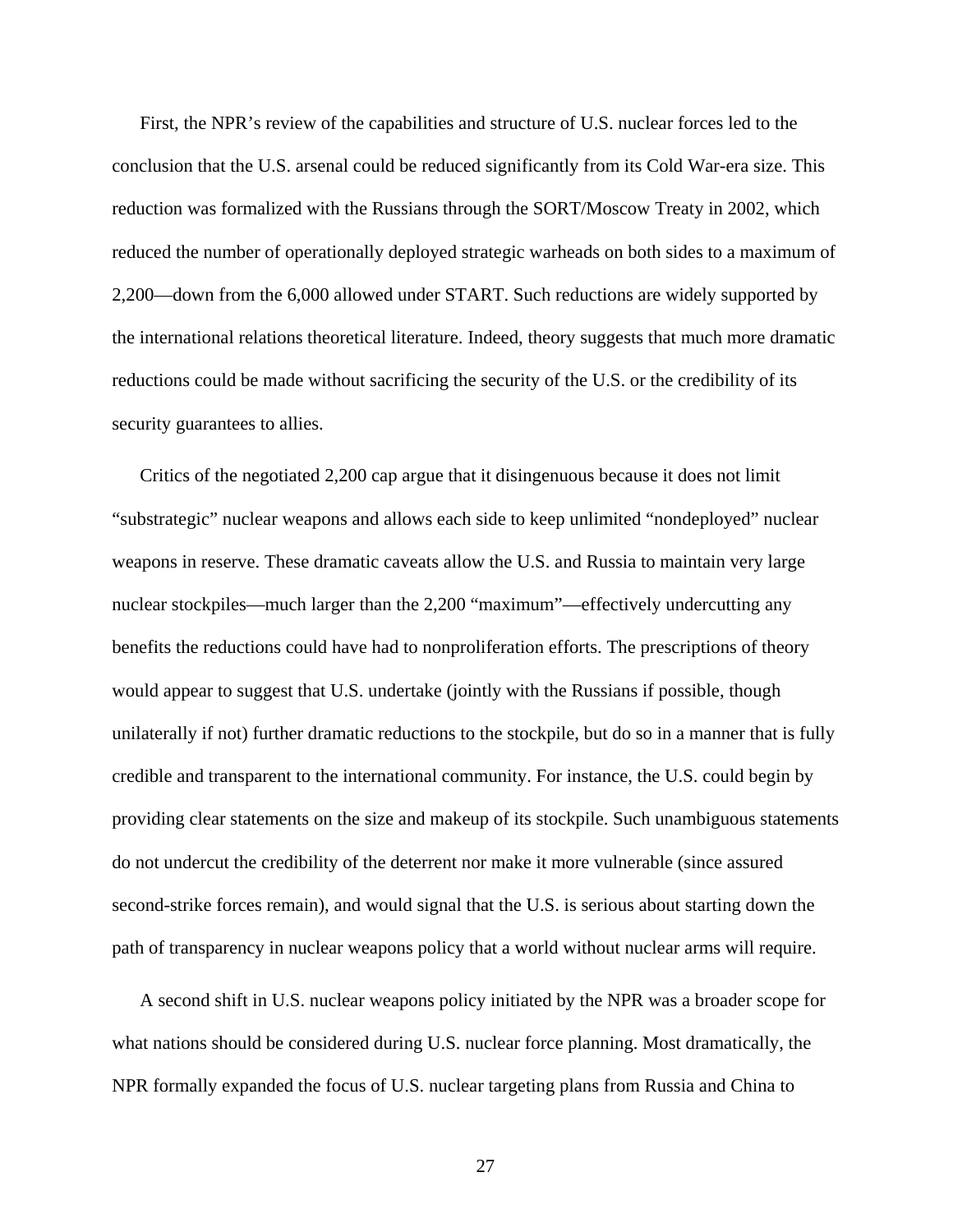First, the NPR's review of the capabilities and structure of U.S. nuclear forces led to the conclusion that the U.S. arsenal could be reduced significantly from its Cold War-era size. This reduction was formalized with the Russians through the SORT/Moscow Treaty in 2002, which reduced the number of operationally deployed strategic warheads on both sides to a maximum of 2,200—down from the 6,000 allowed under START. Such reductions are widely supported by the international relations theoretical literature. Indeed, theory suggests that much more dramatic reductions could be made without sacrificing the security of the U.S. or the credibility of its security guarantees to allies.

Critics of the negotiated 2,200 cap argue that it disingenuous because it does not limit "substrategic" nuclear weapons and allows each side to keep unlimited "nondeployed" nuclear weapons in reserve. These dramatic caveats allow the U.S. and Russia to maintain very large nuclear stockpiles—much larger than the 2,200 "maximum"—effectively undercutting any benefits the reductions could have had to nonproliferation efforts. The prescriptions of theory would appear to suggest that U.S. undertake (jointly with the Russians if possible, though unilaterally if not) further dramatic reductions to the stockpile, but do so in a manner that is fully credible and transparent to the international community. For instance, the U.S. could begin by providing clear statements on the size and makeup of its stockpile. Such unambiguous statements do not undercut the credibility of the deterrent nor make it more vulnerable (since assured second-strike forces remain), and would signal that the U.S. is serious about starting down the path of transparency in nuclear weapons policy that a world without nuclear arms will require.

A second shift in U.S. nuclear weapons policy initiated by the NPR was a broader scope for what nations should be considered during U.S. nuclear force planning. Most dramatically, the NPR formally expanded the focus of U.S. nuclear targeting plans from Russia and China to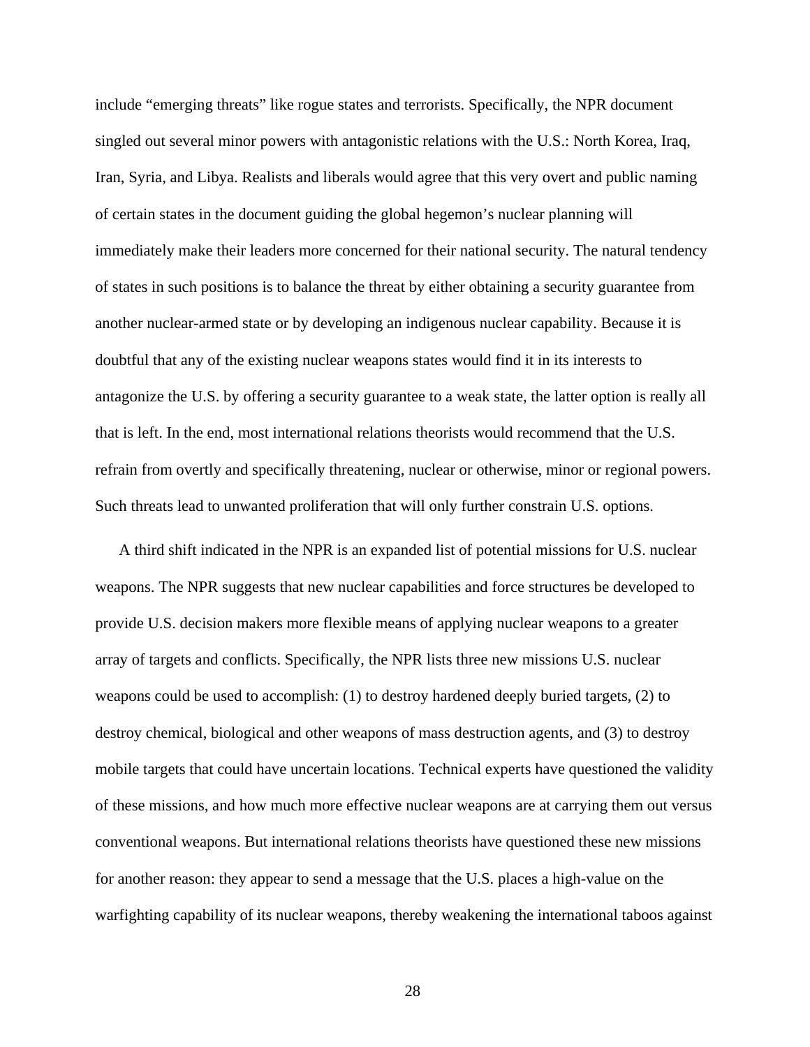include “emerging threats” like rogue states and terrorists. Specifically, the NPR document singled out several minor powers with antagonistic relations with the U.S.: North Korea, Iraq, Iran, Syria, and Libya. Realists and liberals would agree that this very overt and public naming of certain states in the document guiding the global hegemon’s nuclear planning will immediately make their leaders more concerned for their national security. The natural tendency of states in such positions is to balance the threat by either obtaining a security guarantee from another nuclear-armed state or by developing an indigenous nuclear capability. Because it is doubtful that any of the existing nuclear weapons states would find it in its interests to antagonize the U.S. by offering a security guarantee to a weak state, the latter option is really all that is left. In the end, most international relations theorists would recommend that the U.S. refrain from overtly and specifically threatening, nuclear or otherwise, minor or regional powers. Such threats lead to unwanted proliferation that will only further constrain U.S. options.

A third shift indicated in the NPR is an expanded list of potential missions for U.S. nuclear weapons. The NPR suggests that new nuclear capabilities and force structures be developed to provide U.S. decision makers more flexible means of applying nuclear weapons to a greater array of targets and conflicts. Specifically, the NPR lists three new missions U.S. nuclear weapons could be used to accomplish: (1) to destroy hardened deeply buried targets, (2) to destroy chemical, biological and other weapons of mass destruction agents, and (3) to destroy mobile targets that could have uncertain locations. Technical experts have questioned the validity of these missions, and how much more effective nuclear weapons are at carrying them out versus conventional weapons. But international relations theorists have questioned these new missions for another reason: they appear to send a message that the U.S. places a high-value on the warfighting capability of its nuclear weapons, thereby weakening the international taboos against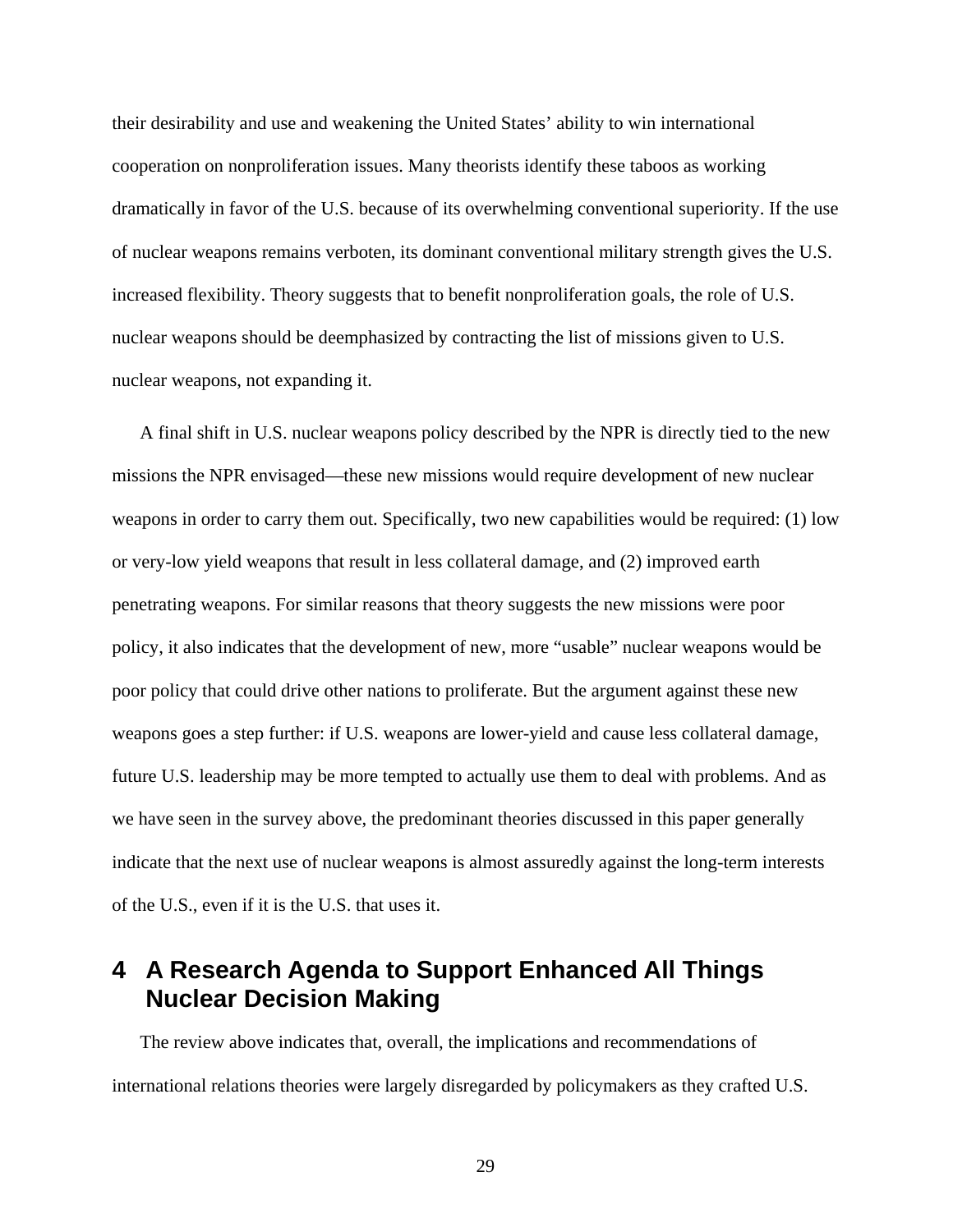their desirability and use and weakening the United States' ability to win international cooperation on nonproliferation issues. Many theorists identify these taboos as working dramatically in favor of the U.S. because of its overwhelming conventional superiority. If the use of nuclear weapons remains verboten, its dominant conventional military strength gives the U.S. increased flexibility. Theory suggests that to benefit nonproliferation goals, the role of U.S. nuclear weapons should be deemphasized by contracting the list of missions given to U.S. nuclear weapons, not expanding it.

A final shift in U.S. nuclear weapons policy described by the NPR is directly tied to the new missions the NPR envisaged—these new missions would require development of new nuclear weapons in order to carry them out. Specifically, two new capabilities would be required: (1) low or very-low yield weapons that result in less collateral damage, and (2) improved earth penetrating weapons. For similar reasons that theory suggests the new missions were poor policy, it also indicates that the development of new, more "usable" nuclear weapons would be poor policy that could drive other nations to proliferate. But the argument against these new weapons goes a step further: if U.S. weapons are lower-yield and cause less collateral damage, future U.S. leadership may be more tempted to actually use them to deal with problems. And as we have seen in the survey above, the predominant theories discussed in this paper generally indicate that the next use of nuclear weapons is almost assuredly against the long-term interests of the U.S., even if it is the U.S. that uses it.

# 4 A Research Agenda to Support Enhanced All Things Nuclear Decision Making

The review above indicates that, overall, the implications and recommendations of international relations theories were largely disregarded by policymakers as they crafted U.S.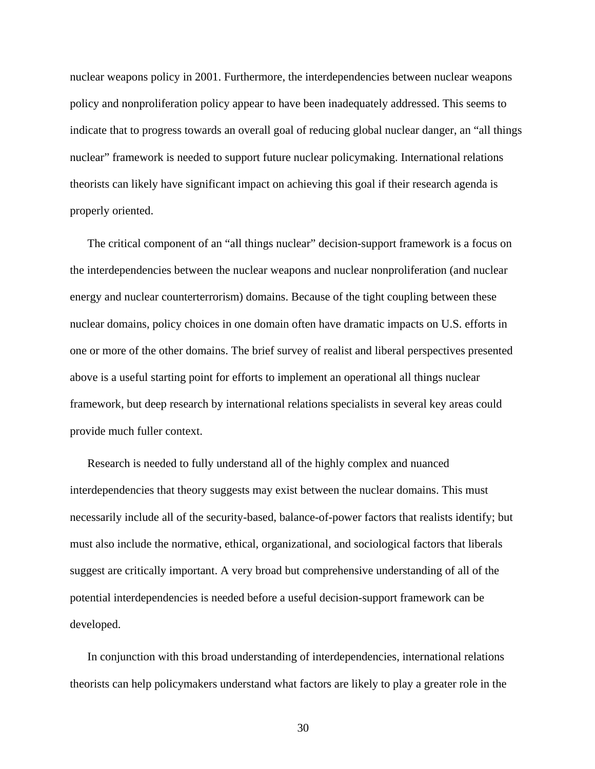nuclear weapons policy in 2001. Furthermore, the interdependencies between nuclear weapons policy and nonproliferation policy appear to have been inadequately addressed. This seems to indicate that to progress towards an overall goal of reducing global nuclear danger, an “all things nuclear” framework is needed to support future nuclear policymaking. International relations theorists can likely have significant impact on achieving this goal if their research agenda is properly oriented.

The critical component of an “all things nuclear” decision-support framework is a focus on the interdependencies between the nuclear weapons and nuclear nonproliferation (and nuclear energy and nuclear counterterrorism) domains. Because of the tight coupling between these nuclear domains, policy choices in one domain often have dramatic impacts on U.S. efforts in one or more of the other domains. The brief survey of realist and liberal perspectives presented above is a useful starting point for efforts to implement an operational all things nuclear framework, but deep research by international relations specialists in several key areas could provide much fuller context.

Research is needed to fully understand all of the highly complex and nuanced interdependencies that theory suggests may exist between the nuclear domains. This must necessarily include all of the security-based, balance-of-power factors that realists identify; but must also include the normative, ethical, organizational, and sociological factors that liberals suggest are critically important. A very broad but comprehensive understanding of all of the potential interdependencies is needed before a useful decision-support framework can be developed.

In conjunction with this broad understanding of interdependencies, international relations theorists can help policymakers understand what factors are likely to play a greater role in the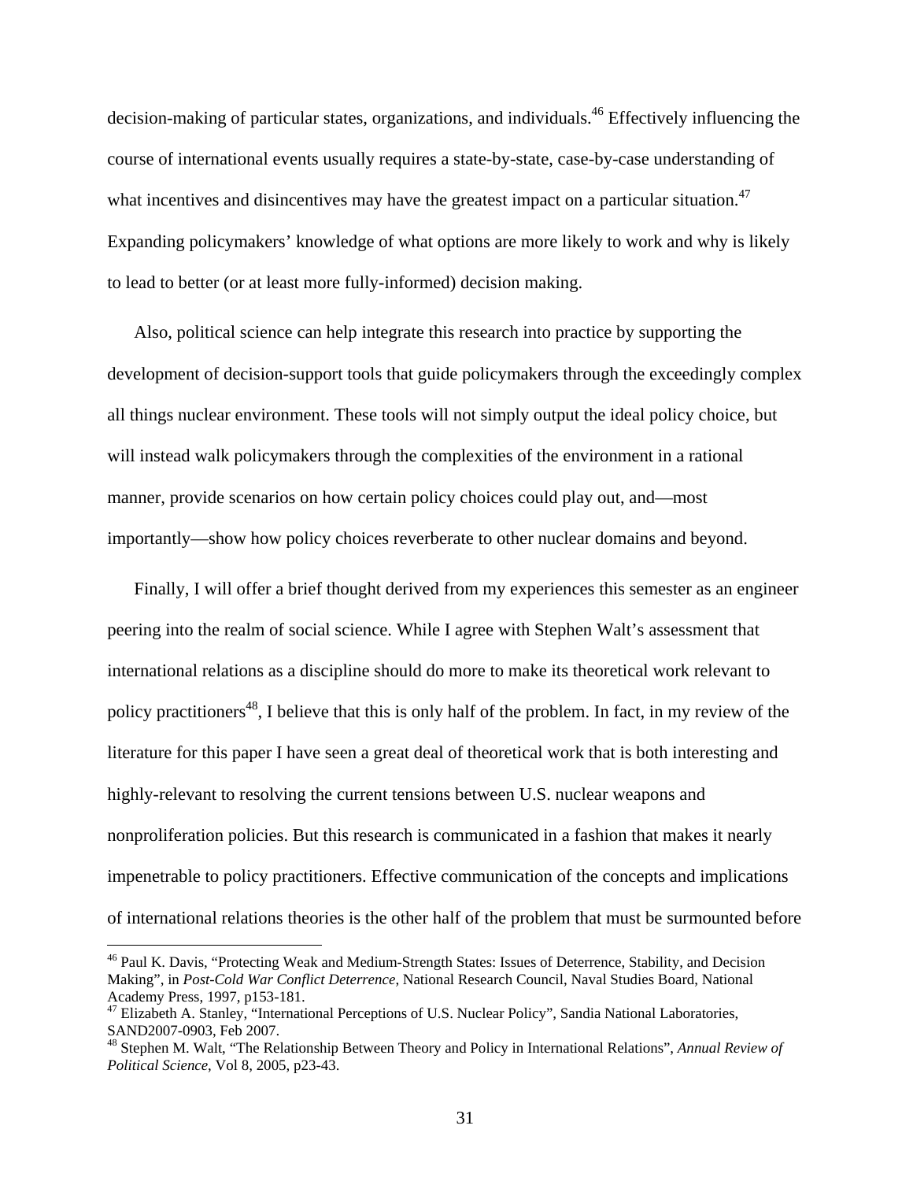decision-making of particular states, organizations, and individuals.[46] Effectively influencing the course of international events usually requires a state-by-state, case-by-case understanding of what incentives and disincentives may have the greatest impact on a particular situation.[47] Expanding policymakers' knowledge of what options are more likely to work and why is likely to lead to better (or at least more fully-informed) decision making.

Also, political science can help integrate this research into practice by supporting the development of decision-support tools that guide policymakers through the exceedingly complex all things nuclear environment. These tools will not simply output the ideal policy choice, but will instead walk policymakers through the complexities of the environment in a rational manner, provide scenarios on how certain policy choices could play out, and—most importantly—show how policy choices reverberate to other nuclear domains and beyond.

Finally, I will offer a brief thought derived from my experiences this semester as an engineer peering into the realm of social science. While I agree with Stephen Walt's assessment that international relations as a discipline should do more to make its theoretical work relevant to policy practitioners[48], I believe that this is only half of the problem. In fact, in my review of the literature for this paper I have seen a great deal of theoretical work that is both interesting and highly-relevant to resolving the current tensions between U.S. nuclear weapons and nonproliferation policies. But this research is communicated in a fashion that makes it nearly impenetrable to policy practitioners. Effective communication of the concepts and implications of international relations theories is the other half of the problem that must be surmounted before

[46] Paul K. Davis, "Protecting Weak and Medium-Strength States: Issues of Deterrence, Stability, and Decision Making", in *Post-Cold War Conflict Deterrence*, National Research Council, Naval Studies Board, National Academy Press, 1997, p153-181.

[47] Elizabeth A. Stanley, "International Perceptions of U.S. Nuclear Policy", Sandia National Laboratories, SAND2007-0903, Feb 2007.

[48] Stephen M. Walt, "The Relationship Between Theory and Policy in International Relations", *Annual Review of Political Science*, Vol 8, 2005, p23-43.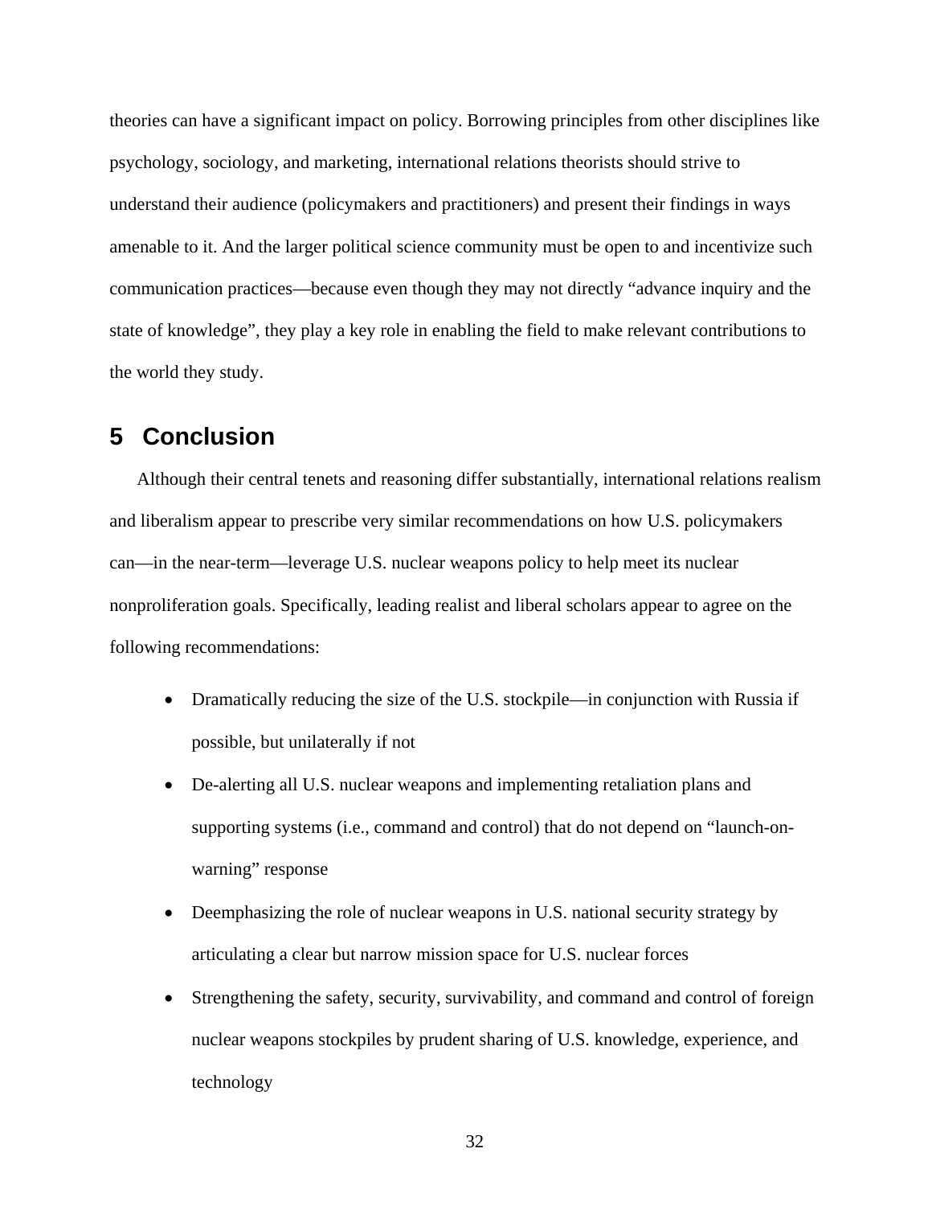theories can have a significant impact on policy. Borrowing principles from other disciplines like psychology, sociology, and marketing, international relations theorists should strive to understand their audience (policymakers and practitioners) and present their findings in ways amenable to it. And the larger political science community must be open to and incentivize such communication practices—because even though they may not directly "advance inquiry and the state of knowledge", they play a key role in enabling the field to make relevant contributions to the world they study.

# 5 Conclusion

Although their central tenets and reasoning differ substantially, international relations realism and liberalism appear to prescribe very similar recommendations on how U.S. policymakers can—in the near-term—leverage U.S. nuclear weapons policy to help meet its nuclear nonproliferation goals. Specifically, leading realist and liberal scholars appear to agree on the following recommendations:

- Dramatically reducing the size of the U.S. stockpile—in conjunction with Russia if possible, but unilaterally if not
- De-alerting all U.S. nuclear weapons and implementing retaliation plans and supporting systems (i.e., command and control) that do not depend on "launch-on-warning" response
- Deemphasizing the role of nuclear weapons in U.S. national security strategy by articulating a clear but narrow mission space for U.S. nuclear forces
- Strengthening the safety, security, survivability, and command and control of foreign nuclear weapons stockpiles by prudent sharing of U.S. knowledge, experience, and technology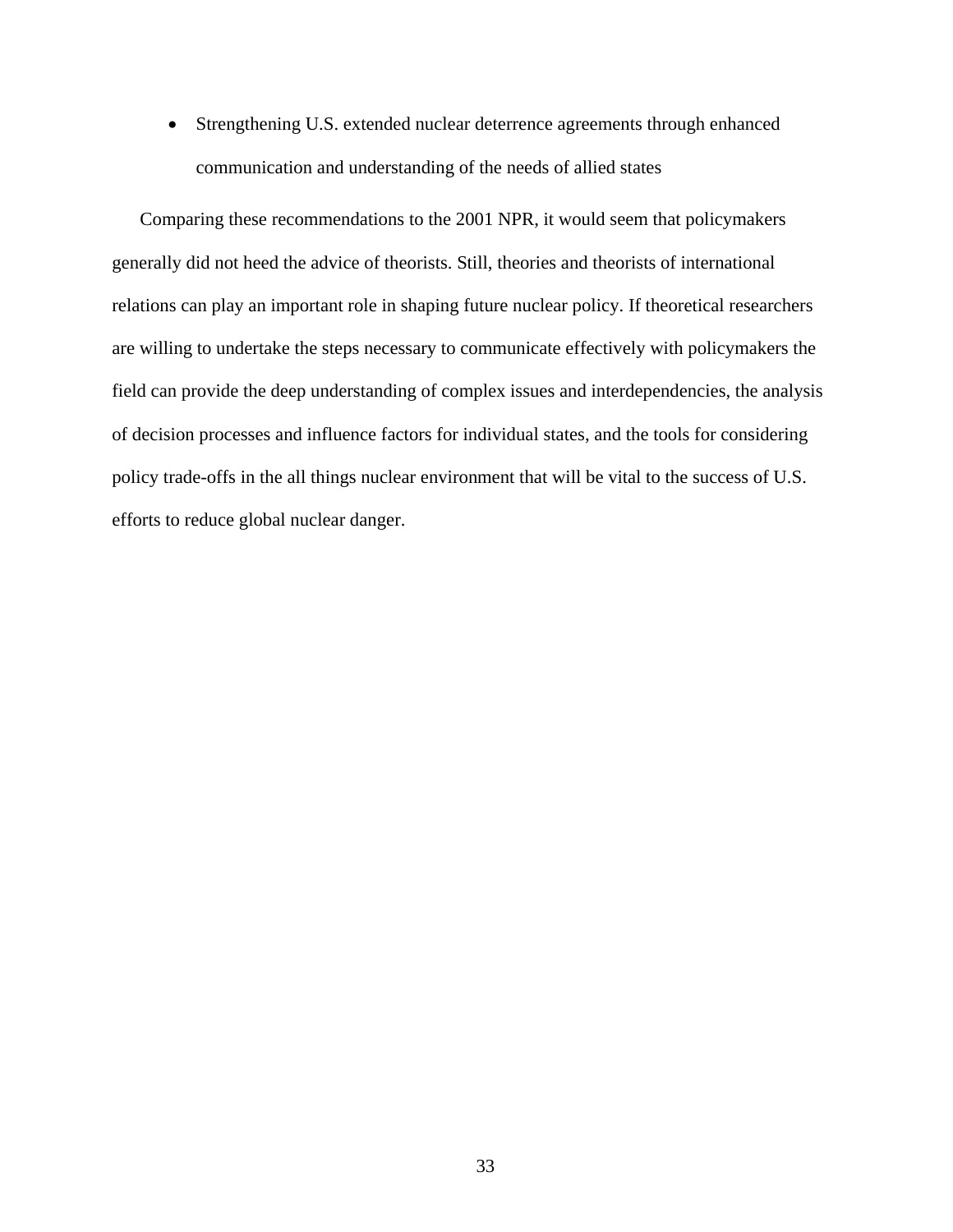- Strengthening U.S. extended nuclear deterrence agreements through enhanced communication and understanding of the needs of allied states

Comparing these recommendations to the 2001 NPR, it would seem that policymakers generally did not heed the advice of theorists. Still, theories and theorists of international relations can play an important role in shaping future nuclear policy. If theoretical researchers are willing to undertake the steps necessary to communicate effectively with policymakers the field can provide the deep understanding of complex issues and interdependencies, the analysis of decision processes and influence factors for individual states, and the tools for considering policy trade-offs in the all things nuclear environment that will be vital to the success of U.S. efforts to reduce global nuclear danger.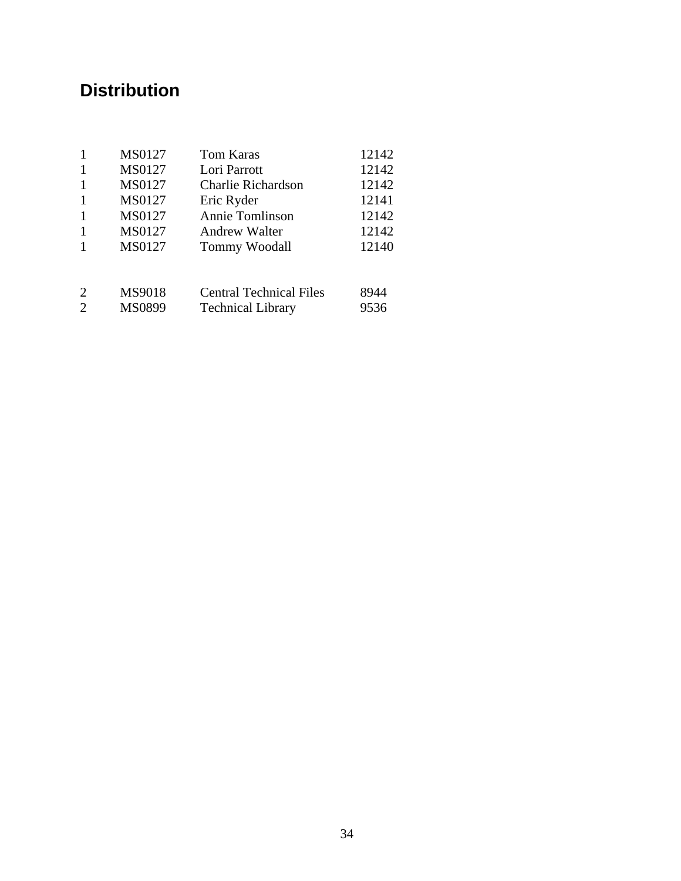## Distribution

| | | | |
|---|---|---|---|
| 1 | MS0127 | Tom Karas | 12142 |
| 1 | MS0127 | Lori Parrott | 12142 |
| 1 | MS0127 | Charlie Richardson | 12142 |
| 1 | MS0127 | Eric Ryder | 12141 |
| 1 | MS0127 | Annie Tomlinson | 12142 |
| 1 | MS0127 | Andrew Walter | 12142 |
| 1 | MS0127 | Tommy Woodall | 12140 |
| | | | |
| 2 | MS9018 | Central Technical Files | 8944 |
| 2 | MS0899 | Technical Library | 9536 |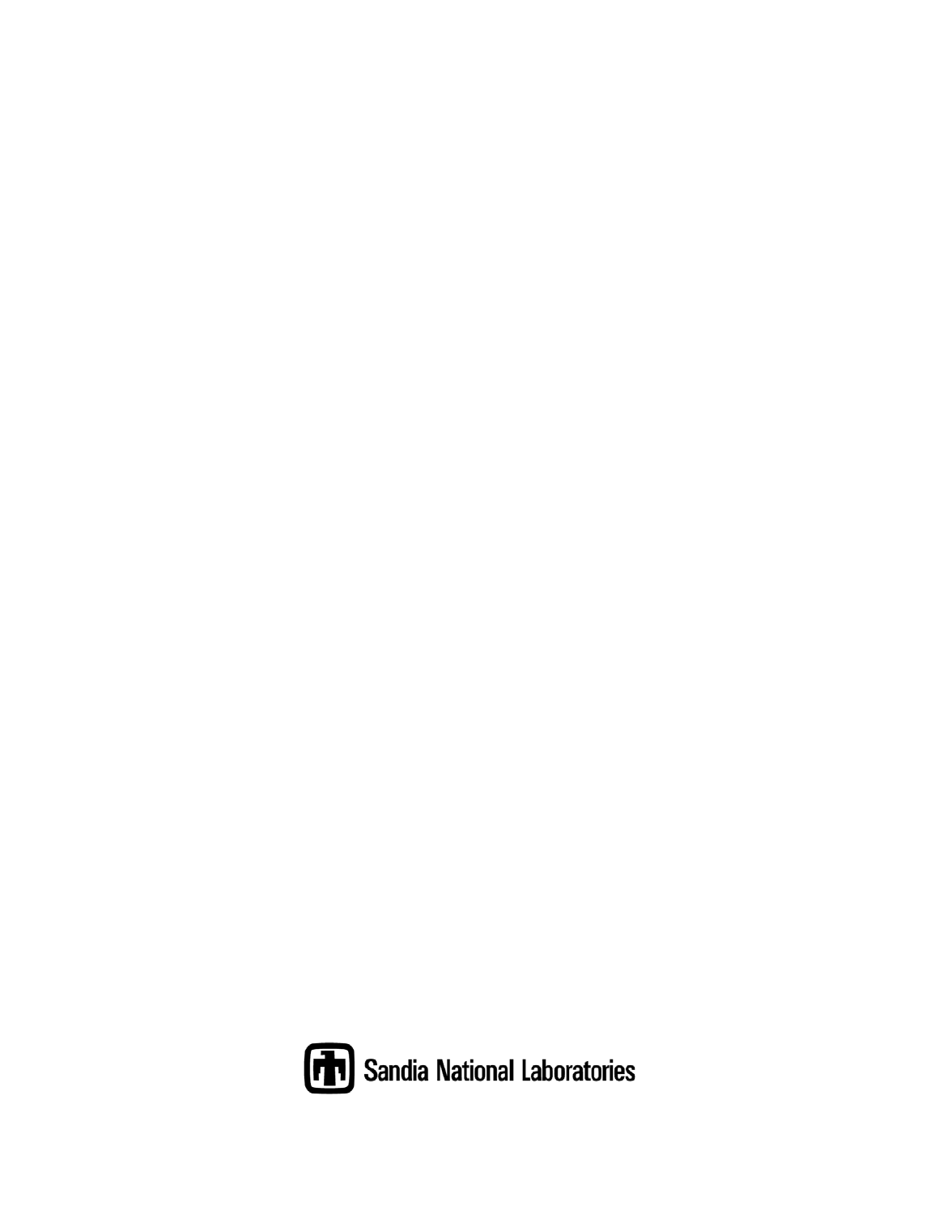Sandia National Laboratories